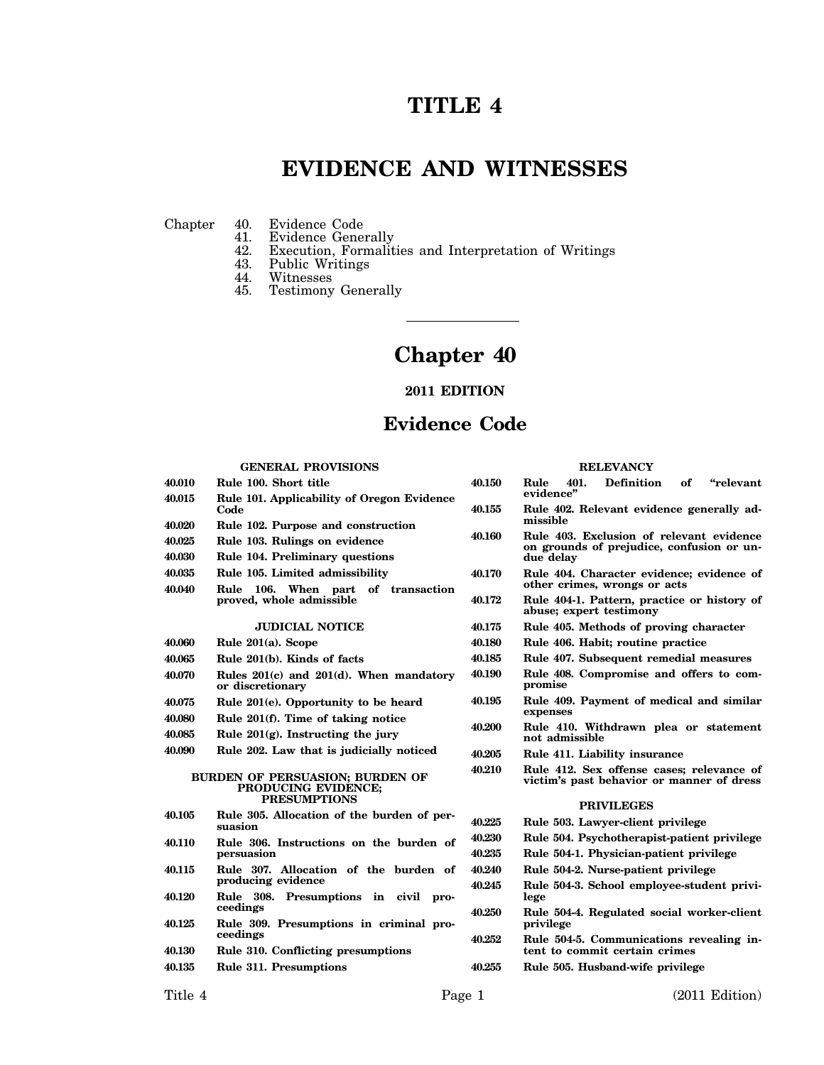# TITLE 4

# EVIDENCE AND WITNESSES

Chapter 40. Evidence Code
41. Evidence Generally
42. Execution, Formalities and Interpretation of Writings
43. Public Writings
44. Witnesses
45. Testimony Generally

---

## Chapter 40

**2011 EDITION**

## Evidence Code

**GENERAL PROVISIONS**

| | |
|---|---|
| **40.010** | **Rule 100. Short title** |
| **40.015** | **Rule 101. Applicability of Oregon Evidence Code** |
| **40.020** | **Rule 102. Purpose and construction** |
| **40.025** | **Rule 103. Rulings on evidence** |
| **40.030** | **Rule 104. Preliminary questions** |
| **40.035** | **Rule 105. Limited admissibility** |
| **40.040** | **Rule 106. When part of transaction proved, whole admissible** |

**JUDICIAL NOTICE**

| | |
|---|---|
| **40.060** | **Rule 201(a). Scope** |
| **40.065** | **Rule 201(b). Kinds of facts** |
| **40.070** | **Rules 201(c) and 201(d). When mandatory or discretionary** |
| **40.075** | **Rule 201(e). Opportunity to be heard** |
| **40.080** | **Rule 201(f). Time of taking notice** |
| **40.085** | **Rule 201(g). Instructing the jury** |
| **40.090** | **Rule 202. Law that is judicially noticed** |

**BURDEN OF PERSUASION; BURDEN OF PRODUCING EVIDENCE; PRESUMPTIONS**

| | |
|---|---|
| **40.105** | **Rule 305. Allocation of the burden of persuasion** |
| **40.110** | **Rule 306. Instructions on the burden of persuasion** |
| **40.115** | **Rule 307. Allocation of the burden of producing evidence** |
| **40.120** | **Rule 308. Presumptions in civil proceedings** |
| **40.125** | **Rule 309. Presumptions in criminal proceedings** |
| **40.130** | **Rule 310. Conflicting presumptions** |
| **40.135** | **Rule 311. Presumptions** |

**RELEVANCY**

| | |
|---|---|
| **40.150** | **Rule 401. Definition of "relevant evidence"** |
| **40.155** | **Rule 402. Relevant evidence generally admissible** |
| **40.160** | **Rule 403. Exclusion of relevant evidence on grounds of prejudice, confusion or undue delay** |
| **40.170** | **Rule 404. Character evidence; evidence of other crimes, wrongs or acts** |
| **40.172** | **Rule 404-1. Pattern, practice or history of abuse; expert testimony** |
| **40.175** | **Rule 405. Methods of proving character** |
| **40.180** | **Rule 406. Habit; routine practice** |
| **40.185** | **Rule 407. Subsequent remedial measures** |
| **40.190** | **Rule 408. Compromise and offers to compromise** |
| **40.195** | **Rule 409. Payment of medical and similar expenses** |
| **40.200** | **Rule 410. Withdrawn plea or statement not admissible** |
| **40.205** | **Rule 411. Liability insurance** |
| **40.210** | **Rule 412. Sex offense cases; relevance of victim's past behavior or manner of dress** |

**PRIVILEGES**

| | |
|---|---|
| **40.225** | **Rule 503. Lawyer-client privilege** |
| **40.230** | **Rule 504. Psychotherapist-patient privilege** |
| **40.235** | **Rule 504-1. Physician-patient privilege** |
| **40.240** | **Rule 504-2. Nurse-patient privilege** |
| **40.245** | **Rule 504-3. School employee-student privilege** |
| **40.250** | **Rule 504-4. Regulated social worker-client privilege** |
| **40.252** | **Rule 504-5. Communications revealing intent to commit certain crimes** |
| **40.255** | **Rule 505. Husband-wife privilege** |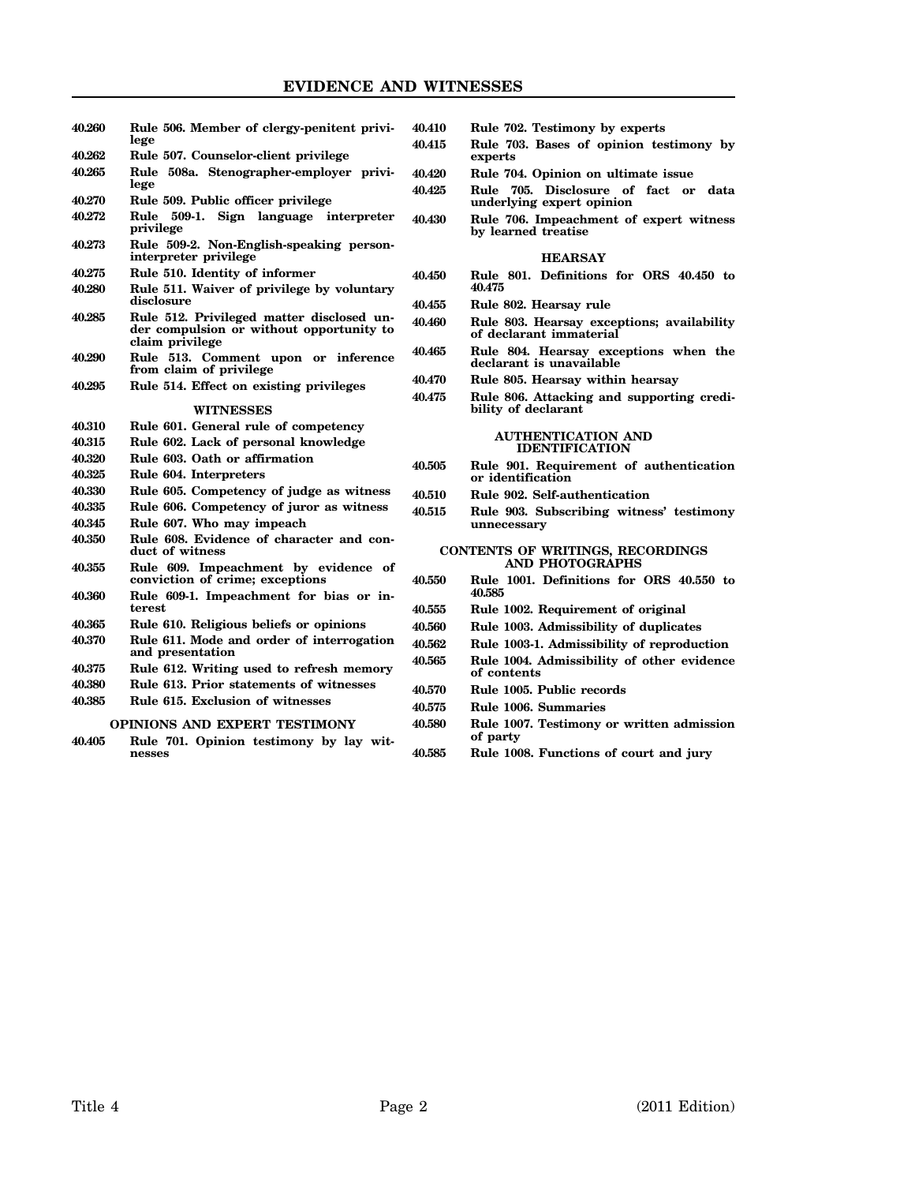40.260 Rule 506. Member of clergy-penitent privilege

40.262 Rule 507. Counselor-client privilege

40.265 Rule 508a. Stenographer-employer privilege

40.270 Rule 509. Public officer privilege

40.272 Rule 509-1. Sign language interpreter privilege

40.273 Rule 509-2. Non-English-speaking person-interpreter privilege

40.275 Rule 510. Identity of informer

40.280 Rule 511. Waiver of privilege by voluntary disclosure

40.285 Rule 512. Privileged matter disclosed under compulsion or without opportunity to claim privilege

40.290 Rule 513. Comment upon or inference from claim of privilege

40.295 Rule 514. Effect on existing privileges

## WITNESSES

40.310 Rule 601. General rule of competency

40.315 Rule 602. Lack of personal knowledge

40.320 Rule 603. Oath or affirmation

40.325 Rule 604. Interpreters

40.330 Rule 605. Competency of judge as witness

40.335 Rule 606. Competency of juror as witness

40.345 Rule 607. Who may impeach

40.350 Rule 608. Evidence of character and conduct of witness

40.355 Rule 609. Impeachment by evidence of conviction of crime; exceptions

40.360 Rule 609-1. Impeachment for bias or interest

40.365 Rule 610. Religious beliefs or opinions

40.370 Rule 611. Mode and order of interrogation and presentation

40.375 Rule 612. Writing used to refresh memory

40.380 Rule 613. Prior statements of witnesses

40.385 Rule 615. Exclusion of witnesses

## OPINIONS AND EXPERT TESTIMONY

40.405 Rule 701. Opinion testimony by lay witnesses

40.410 Rule 702. Testimony by experts

40.415 Rule 703. Bases of opinion testimony by experts

40.420 Rule 704. Opinion on ultimate issue

40.425 Rule 705. Disclosure of fact or data underlying expert opinion

40.430 Rule 706. Impeachment of expert witness by learned treatise

## HEARSAY

40.450 Rule 801. Definitions for ORS 40.450 to 40.475

40.455 Rule 802. Hearsay rule

40.460 Rule 803. Hearsay exceptions; availability of declarant immaterial

40.465 Rule 804. Hearsay exceptions when the declarant is unavailable

40.470 Rule 805. Hearsay within hearsay

40.475 Rule 806. Attacking and supporting credibility of declarant

## AUTHENTICATION AND IDENTIFICATION

40.505 Rule 901. Requirement of authentication or identification

40.510 Rule 902. Self-authentication

40.515 Rule 903. Subscribing witness' testimony unnecessary

## CONTENTS OF WRITINGS, RECORDINGS AND PHOTOGRAPHS

40.550 Rule 1001. Definitions for ORS 40.550 to 40.585

40.555 Rule 1002. Requirement of original

40.560 Rule 1003. Admissibility of duplicates

40.562 Rule 1003-1. Admissibility of reproduction

40.565 Rule 1004. Admissibility of other evidence of contents

40.570 Rule 1005. Public records

40.575 Rule 1006. Summaries

40.580 Rule 1007. Testimony or written admission of party

40.585 Rule 1008. Functions of court and jury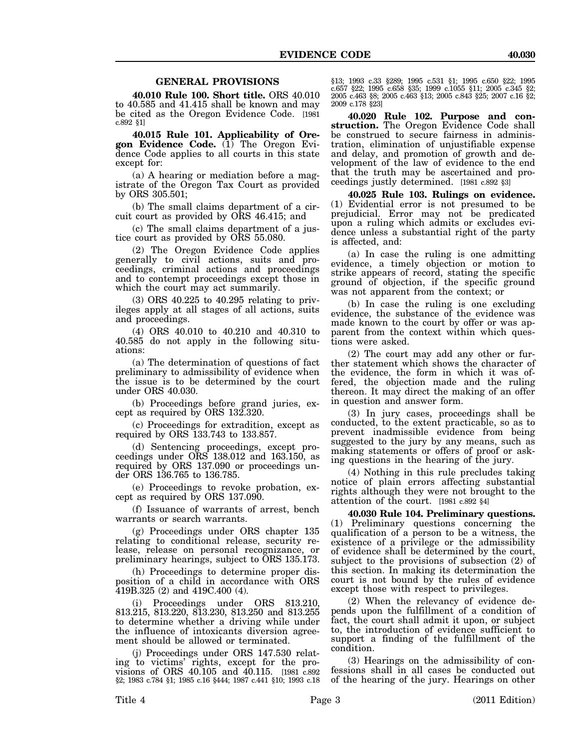## GENERAL PROVISIONS

**40.010 Rule 100. Short title.** ORS 40.010 to 40.585 and 41.415 shall be known and may be cited as the Oregon Evidence Code. [1981 c.892 §1]

**40.015 Rule 101. Applicability of Oregon Evidence Code.** (1) The Oregon Evidence Code applies to all courts in this state except for:

(a) A hearing or mediation before a magistrate of the Oregon Tax Court as provided by ORS 305.501;

(b) The small claims department of a circuit court as provided by ORS 46.415; and

(c) The small claims department of a justice court as provided by ORS 55.080.

(2) The Oregon Evidence Code applies generally to civil actions, suits and proceedings, criminal actions and proceedings and to contempt proceedings except those in which the court may act summarily.

(3) ORS 40.225 to 40.295 relating to privileges apply at all stages of all actions, suits and proceedings.

(4) ORS 40.010 to 40.210 and 40.310 to 40.585 do not apply in the following situations:

(a) The determination of questions of fact preliminary to admissibility of evidence when the issue is to be determined by the court under ORS 40.030.

(b) Proceedings before grand juries, except as required by ORS 132.320.

(c) Proceedings for extradition, except as required by ORS 133.743 to 133.857.

(d) Sentencing proceedings, except proceedings under ORS 138.012 and 163.150, as required by ORS 137.090 or proceedings under ORS 136.765 to 136.785.

(e) Proceedings to revoke probation, except as required by ORS 137.090.

(f) Issuance of warrants of arrest, bench warrants or search warrants.

(g) Proceedings under ORS chapter 135 relating to conditional release, security release, release on personal recognizance, or preliminary hearings, subject to ORS 135.173.

(h) Proceedings to determine proper disposition of a child in accordance with ORS 419B.325 (2) and 419C.400 (4).

(i) Proceedings under ORS 813.210, 813.215, 813.220, 813.230, 813.250 and 813.255 to determine whether a driving while under the influence of intoxicants diversion agreement should be allowed or terminated.

(j) Proceedings under ORS 147.530 relating to victims' rights, except for the provisions of ORS 40.105 and 40.115. [1981 c.892 §2; 1983 c.784 §1; 1985 c.16 §444; 1987 c.441 §10; 1993 c.18 §13; 1993 c.33 §289; 1995 c.531 §1; 1995 c.650 §22; 1995 c.657 §22; 1995 c.658 §35; 1999 c.1055 §11; 2005 c.345 §2; 2005 c.463 §8; 2005 c.463 §13; 2005 c.843 §25; 2007 c.16 §2; 2009 c.178 §23]

**40.020 Rule 102. Purpose and construction.** The Oregon Evidence Code shall be construed to secure fairness in administration, elimination of unjustifiable expense and delay, and promotion of growth and development of the law of evidence to the end that the truth may be ascertained and proceedings justly determined. [1981 c.892 §3]

**40.025 Rule 103. Rulings on evidence.** (1) Evidential error is not presumed to be prejudicial. Error may not be predicated upon a ruling which admits or excludes evidence unless a substantial right of the party is affected, and:

(a) In case the ruling is one admitting evidence, a timely objection or motion to strike appears of record, stating the specific ground of objection, if the specific ground was not apparent from the context; or

(b) In case the ruling is one excluding evidence, the substance of the evidence was made known to the court by offer or was apparent from the context within which questions were asked.

(2) The court may add any other or further statement which shows the character of the evidence, the form in which it was offered, the objection made and the ruling thereon. It may direct the making of an offer in question and answer form.

(3) In jury cases, proceedings shall be conducted, to the extent practicable, so as to prevent inadmissible evidence from being suggested to the jury by any means, such as making statements or offers of proof or asking questions in the hearing of the jury.

(4) Nothing in this rule precludes taking notice of plain errors affecting substantial rights although they were not brought to the attention of the court. [1981 c.892 §4]

**40.030 Rule 104. Preliminary questions.** (1) Preliminary questions concerning the qualification of a person to be a witness, the existence of a privilege or the admissibility of evidence shall be determined by the court, subject to the provisions of subsection (2) of this section. In making its determination the court is not bound by the rules of evidence except those with respect to privileges.

(2) When the relevancy of evidence depends upon the fulfillment of a condition of fact, the court shall admit it upon, or subject to, the introduction of evidence sufficient to support a finding of the fulfillment of the condition.

(3) Hearings on the admissibility of confessions shall in all cases be conducted out of the hearing of the jury. Hearings on other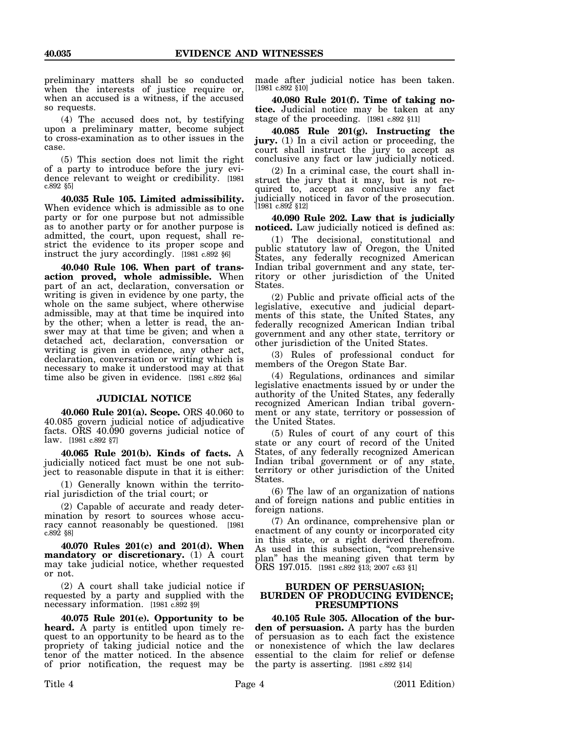preliminary matters shall be so conducted when the interests of justice require or, when an accused is a witness, if the accused so requests.

(4) The accused does not, by testifying upon a preliminary matter, become subject to cross-examination as to other issues in the case.

(5) This section does not limit the right of a party to introduce before the jury evidence relevant to weight or credibility. [1981 c.892 §5]

**40.035 Rule 105. Limited admissibility.** When evidence which is admissible as to one party or for one purpose but not admissible as to another party or for another purpose is admitted, the court, upon request, shall restrict the evidence to its proper scope and instruct the jury accordingly. [1981 c.892 §6]

**40.040 Rule 106. When part of transaction proved, whole admissible.** When part of an act, declaration, conversation or writing is given in evidence by one party, the whole on the same subject, where otherwise admissible, may at that time be inquired into by the other; when a letter is read, the answer may at that time be given; and when a detached act, declaration, conversation or writing is given in evidence, any other act, declaration, conversation or writing which is necessary to make it understood may at that time also be given in evidence. [1981 c.892 §6a]

## JUDICIAL NOTICE

**40.060 Rule 201(a). Scope.** ORS 40.060 to 40.085 govern judicial notice of adjudicative facts. ORS 40.090 governs judicial notice of law. [1981 c.892 §7]

**40.065 Rule 201(b). Kinds of facts.** A judicially noticed fact must be one not subject to reasonable dispute in that it is either:

(1) Generally known within the territorial jurisdiction of the trial court; or

(2) Capable of accurate and ready determination by resort to sources whose accuracy cannot reasonably be questioned. [1981 c.892 §8]

**40.070 Rules 201(c) and 201(d). When mandatory or discretionary.** (1) A court may take judicial notice, whether requested or not.

(2) A court shall take judicial notice if requested by a party and supplied with the necessary information. [1981 c.892 §9]

**40.075 Rule 201(e). Opportunity to be heard.** A party is entitled upon timely request to an opportunity to be heard as to the propriety of taking judicial notice and the tenor of the matter noticed. In the absence of prior notification, the request may be made after judicial notice has been taken. [1981 c.892 §10]

**40.080 Rule 201(f). Time of taking notice.** Judicial notice may be taken at any stage of the proceeding. [1981 c.892 §11]

**40.085 Rule 201(g). Instructing the jury.** (1) In a civil action or proceeding, the court shall instruct the jury to accept as conclusive any fact or law judicially noticed.

(2) In a criminal case, the court shall instruct the jury that it may, but is not required to, accept as conclusive any fact judicially noticed in favor of the prosecution. [1981 c.892 §12]

**40.090 Rule 202. Law that is judicially noticed.** Law judicially noticed is defined as:

(1) The decisional, constitutional and public statutory law of Oregon, the United States, any federally recognized American Indian tribal government and any state, territory or other jurisdiction of the United States.

(2) Public and private official acts of the legislative, executive and judicial departments of this state, the United States, any federally recognized American Indian tribal government and any other state, territory or other jurisdiction of the United States.

(3) Rules of professional conduct for members of the Oregon State Bar.

(4) Regulations, ordinances and similar legislative enactments issued by or under the authority of the United States, any federally recognized American Indian tribal government or any state, territory or possession of the United States.

(5) Rules of court of any court of this state or any court of record of the United States, of any federally recognized American Indian tribal government or of any state, territory or other jurisdiction of the United States.

(6) The law of an organization of nations and of foreign nations and public entities in foreign nations.

(7) An ordinance, comprehensive plan or enactment of any county or incorporated city in this state, or a right derived therefrom. As used in this subsection, "comprehensive plan" has the meaning given that term by ORS 197.015. [1981 c.892 §13; 2007 c.63 §1]

## BURDEN OF PERSUASION; BURDEN OF PRODUCING EVIDENCE; PRESUMPTIONS

**40.105 Rule 305. Allocation of the burden of persuasion.** A party has the burden of persuasion as to each fact the existence or nonexistence of which the law declares essential to the claim for relief or defense the party is asserting. [1981 c.892 §14]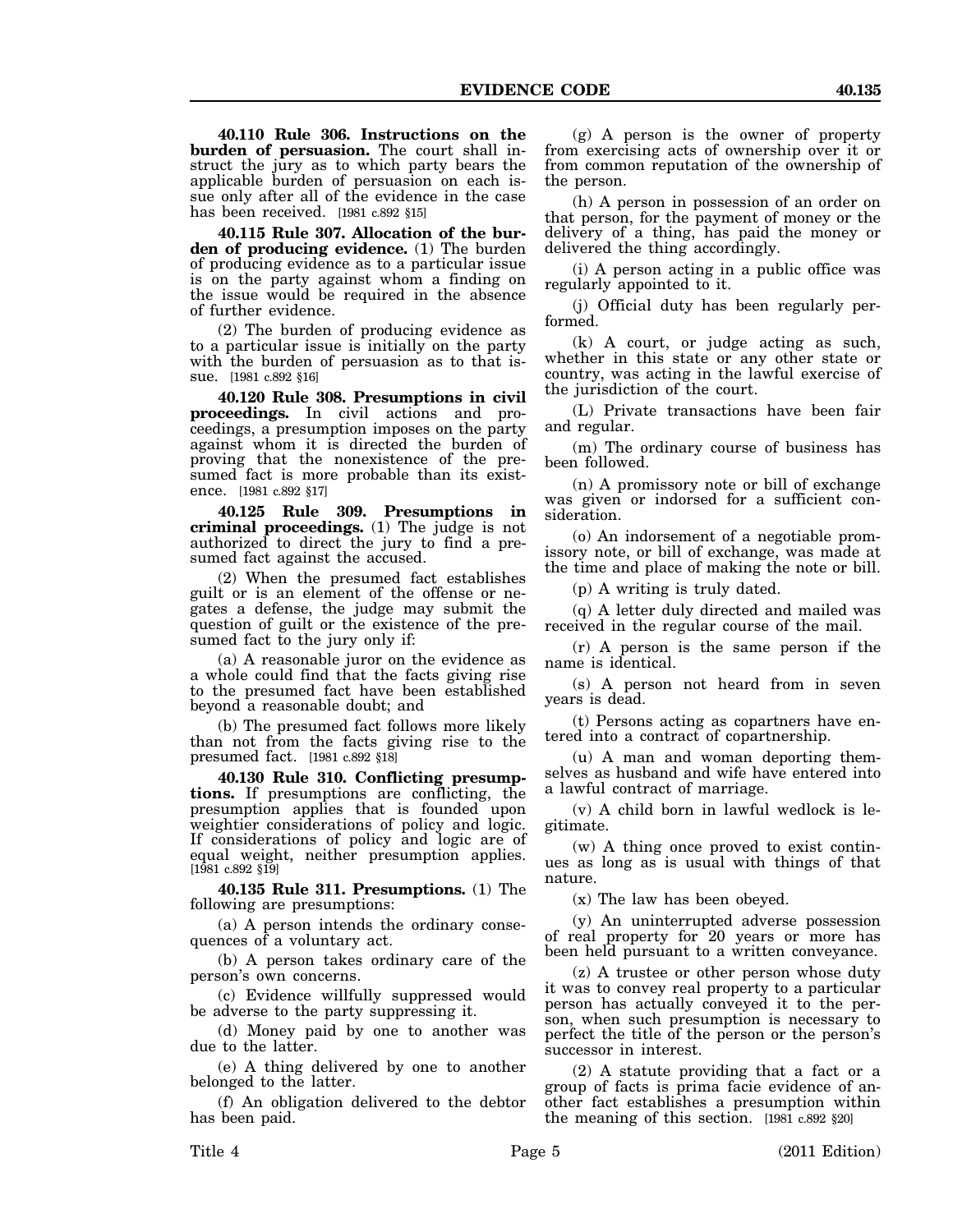**40.110 Rule 306. Instructions on the burden of persuasion.** The court shall instruct the jury as to which party bears the applicable burden of persuasion on each issue only after all of the evidence in the case has been received. [1981 c.892 §15]

**40.115 Rule 307. Allocation of the burden of producing evidence.** (1) The burden of producing evidence as to a particular issue is on the party against whom a finding on the issue would be required in the absence of further evidence.

(2) The burden of producing evidence as to a particular issue is initially on the party with the burden of persuasion as to that issue. [1981 c.892 §16]

**40.120 Rule 308. Presumptions in civil proceedings.** In civil actions and proceedings, a presumption imposes on the party against whom it is directed the burden of proving that the nonexistence of the presumed fact is more probable than its existence. [1981 c.892 §17]

**40.125 Rule 309. Presumptions in criminal proceedings.** (1) The judge is not authorized to direct the jury to find a presumed fact against the accused.

(2) When the presumed fact establishes guilt or is an element of the offense or negates a defense, the judge may submit the question of guilt or the existence of the presumed fact to the jury only if:

(a) A reasonable juror on the evidence as a whole could find that the facts giving rise to the presumed fact have been established beyond a reasonable doubt; and

(b) The presumed fact follows more likely than not from the facts giving rise to the presumed fact. [1981 c.892 §18]

**40.130 Rule 310. Conflicting presumptions.** If presumptions are conflicting, the presumption applies that is founded upon weightier considerations of policy and logic. If considerations of policy and logic are of equal weight, neither presumption applies. [1981 c.892 §19]

**40.135 Rule 311. Presumptions.** (1) The following are presumptions:

(a) A person intends the ordinary consequences of a voluntary act.

(b) A person takes ordinary care of the person's own concerns.

(c) Evidence willfully suppressed would be adverse to the party suppressing it.

(d) Money paid by one to another was due to the latter.

(e) A thing delivered by one to another belonged to the latter.

(f) An obligation delivered to the debtor has been paid.

(g) A person is the owner of property from exercising acts of ownership over it or from common reputation of the ownership of the person.

(h) A person in possession of an order on that person, for the payment of money or the delivery of a thing, has paid the money or delivered the thing accordingly.

(i) A person acting in a public office was regularly appointed to it.

(j) Official duty has been regularly performed.

(k) A court, or judge acting as such, whether in this state or any other state or country, was acting in the lawful exercise of the jurisdiction of the court.

(L) Private transactions have been fair and regular.

(m) The ordinary course of business has been followed.

(n) A promissory note or bill of exchange was given or indorsed for a sufficient consideration.

(o) An indorsement of a negotiable promissory note, or bill of exchange, was made at the time and place of making the note or bill.

(p) A writing is truly dated.

(q) A letter duly directed and mailed was received in the regular course of the mail.

(r) A person is the same person if the name is identical.

(s) A person not heard from in seven years is dead.

(t) Persons acting as copartners have entered into a contract of copartnership.

(u) A man and woman deporting themselves as husband and wife have entered into a lawful contract of marriage.

(v) A child born in lawful wedlock is legitimate.

(w) A thing once proved to exist continues as long as is usual with things of that nature.

(x) The law has been obeyed.

(y) An uninterrupted adverse possession of real property for 20 years or more has been held pursuant to a written conveyance.

(z) A trustee or other person whose duty it was to convey real property to a particular person has actually conveyed it to the person, when such presumption is necessary to perfect the title of the person or the person's successor in interest.

(2) A statute providing that a fact or a group of facts is prima facie evidence of another fact establishes a presumption within the meaning of this section. [1981 c.892 §20]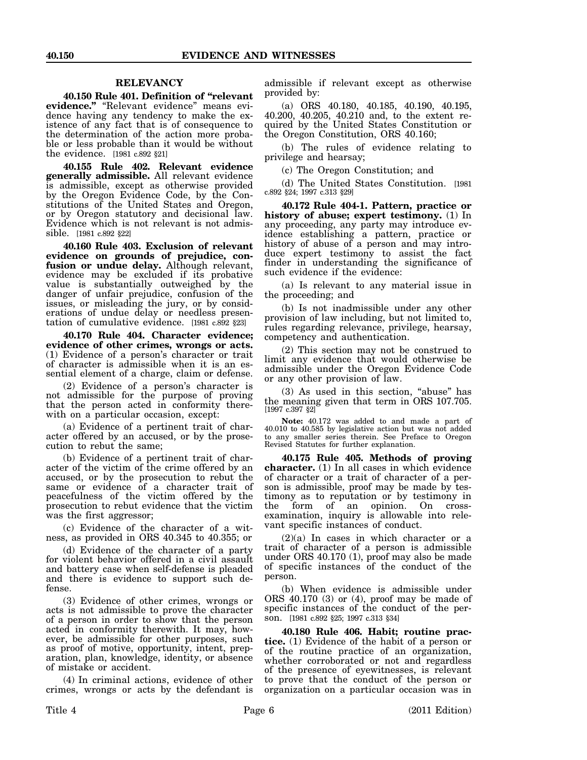## RELEVANCY

**40.150 Rule 401. Definition of "relevant evidence."** "Relevant evidence" means evidence having any tendency to make the existence of any fact that is of consequence to the determination of the action more probable or less probable than it would be without the evidence. [1981 c.892 §21]

**40.155 Rule 402. Relevant evidence generally admissible.** All relevant evidence is admissible, except as otherwise provided by the Oregon Evidence Code, by the Constitutions of the United States and Oregon, or by Oregon statutory and decisional law. Evidence which is not relevant is not admissible. [1981 c.892 §22]

**40.160 Rule 403. Exclusion of relevant evidence on grounds of prejudice, confusion or undue delay.** Although relevant, evidence may be excluded if its probative value is substantially outweighed by the danger of unfair prejudice, confusion of the issues, or misleading the jury, or by considerations of undue delay or needless presentation of cumulative evidence. [1981 c.892 §23]

**40.170 Rule 404. Character evidence; evidence of other crimes, wrongs or acts.** (1) Evidence of a person's character or trait of character is admissible when it is an essential element of a charge, claim or defense.

(2) Evidence of a person's character is not admissible for the purpose of proving that the person acted in conformity therewith on a particular occasion, except:

(a) Evidence of a pertinent trait of character offered by an accused, or by the prosecution to rebut the same;

(b) Evidence of a pertinent trait of character of the victim of the crime offered by an accused, or by the prosecution to rebut the same or evidence of a character trait of peacefulness of the victim offered by the prosecution to rebut evidence that the victim was the first aggressor;

(c) Evidence of the character of a witness, as provided in ORS 40.345 to 40.355; or

(d) Evidence of the character of a party for violent behavior offered in a civil assault and battery case when self-defense is pleaded and there is evidence to support such defense.

(3) Evidence of other crimes, wrongs or acts is not admissible to prove the character of a person in order to show that the person acted in conformity therewith. It may, however, be admissible for other purposes, such as proof of motive, opportunity, intent, preparation, plan, knowledge, identity, or absence of mistake or accident.

(4) In criminal actions, evidence of other crimes, wrongs or acts by the defendant is admissible if relevant except as otherwise provided by:

(a) ORS 40.180, 40.185, 40.190, 40.195, 40.200, 40.205, 40.210 and, to the extent required by the United States Constitution or the Oregon Constitution, ORS 40.160;

(b) The rules of evidence relating to privilege and hearsay;

(c) The Oregon Constitution; and

(d) The United States Constitution. [1981 c.892 §24; 1997 c.313 §29]

**40.172 Rule 404-1. Pattern, practice or history of abuse; expert testimony.** (1) In any proceeding, any party may introduce evidence establishing a pattern, practice or history of abuse of a person and may introduce expert testimony to assist the fact finder in understanding the significance of such evidence if the evidence:

(a) Is relevant to any material issue in the proceeding; and

(b) Is not inadmissible under any other provision of law including, but not limited to, rules regarding relevance, privilege, hearsay, competency and authentication.

(2) This section may not be construed to limit any evidence that would otherwise be admissible under the Oregon Evidence Code or any other provision of law.

(3) As used in this section, "abuse" has the meaning given that term in ORS 107.705. [1997 c.397 §2]

**Note:** 40.172 was added to and made a part of 40.010 to 40.585 by legislative action but was not added to any smaller series therein. See Preface to Oregon Revised Statutes for further explanation.

**40.175 Rule 405. Methods of proving character.** (1) In all cases in which evidence of character or a trait of character of a person is admissible, proof may be made by testimony as to reputation or by testimony in the form of an opinion. On cross-examination, inquiry is allowable into relevant specific instances of conduct.

(2)(a) In cases in which character or a trait of character of a person is admissible under ORS 40.170 (1), proof may also be made of specific instances of the conduct of the person.

(b) When evidence is admissible under ORS 40.170 (3) or (4), proof may be made of specific instances of the conduct of the person. [1981 c.892 §25; 1997 c.313 §34]

**40.180 Rule 406. Habit; routine practice.** (1) Evidence of the habit of a person or of the routine practice of an organization, whether corroborated or not and regardless of the presence of eyewitnesses, is relevant to prove that the conduct of the person or organization on a particular occasion was in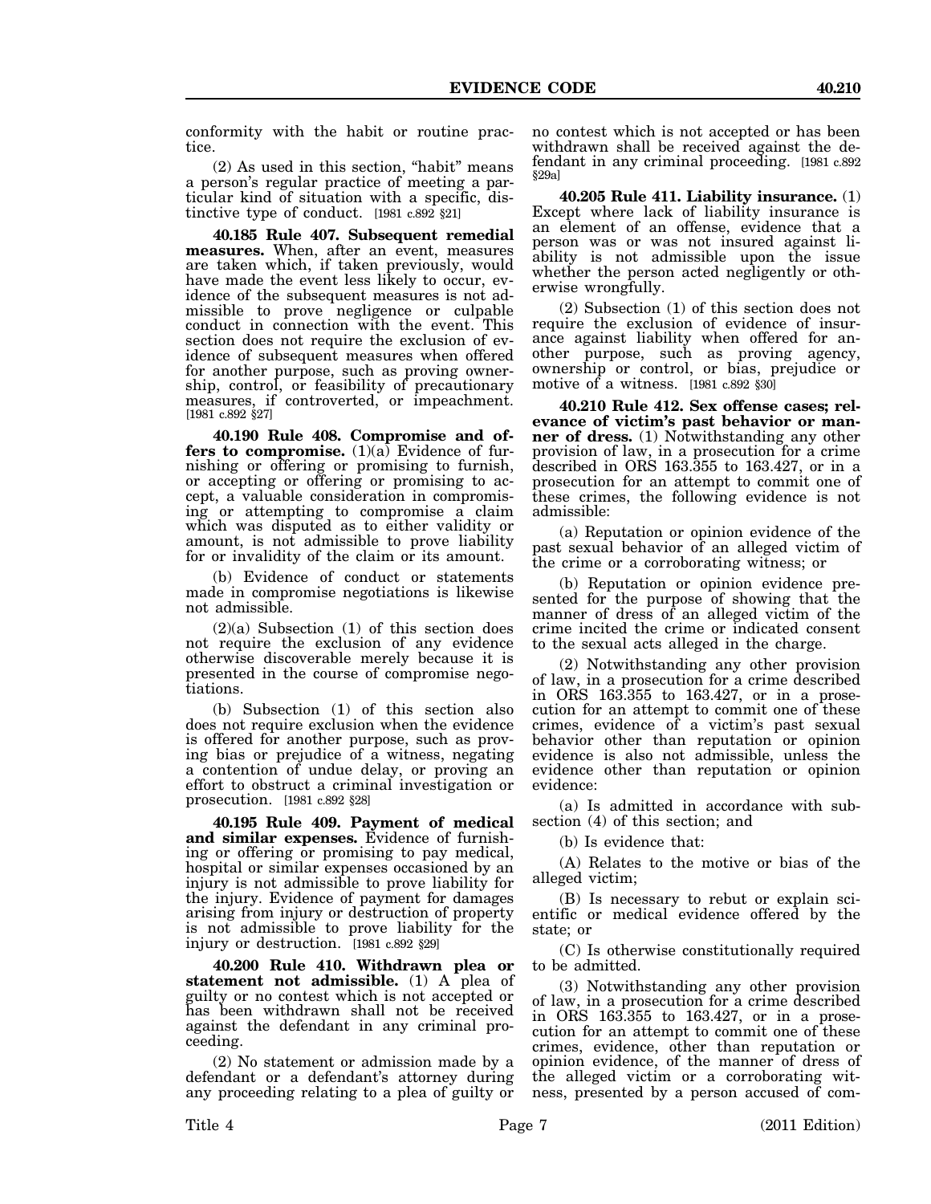conformity with the habit or routine practice.

(2) As used in this section, "habit" means a person's regular practice of meeting a particular kind of situation with a specific, distinctive type of conduct. [1981 c.892 §21]

**40.185 Rule 407. Subsequent remedial measures.** When, after an event, measures are taken which, if taken previously, would have made the event less likely to occur, evidence of the subsequent measures is not admissible to prove negligence or culpable conduct in connection with the event. This section does not require the exclusion of evidence of subsequent measures when offered for another purpose, such as proving ownership, control, or feasibility of precautionary measures, if controverted, or impeachment. [1981 c.892 §27]

**40.190 Rule 408. Compromise and offers to compromise.** (1)(a) Evidence of furnishing or offering or promising to furnish, or accepting or offering or promising to accept, a valuable consideration in compromising or attempting to compromise a claim which was disputed as to either validity or amount, is not admissible to prove liability for or invalidity of the claim or its amount.

(b) Evidence of conduct or statements made in compromise negotiations is likewise not admissible.

(2)(a) Subsection (1) of this section does not require the exclusion of any evidence otherwise discoverable merely because it is presented in the course of compromise negotiations.

(b) Subsection (1) of this section also does not require exclusion when the evidence is offered for another purpose, such as proving bias or prejudice of a witness, negating a contention of undue delay, or proving an effort to obstruct a criminal investigation or prosecution. [1981 c.892 §28]

**40.195 Rule 409. Payment of medical and similar expenses.** Evidence of furnishing or offering or promising to pay medical, hospital or similar expenses occasioned by an injury is not admissible to prove liability for the injury. Evidence of payment for damages arising from injury or destruction of property is not admissible to prove liability for the injury or destruction. [1981 c.892 §29]

**40.200 Rule 410. Withdrawn plea or statement not admissible.** (1) A plea of guilty or no contest which is not accepted or has been withdrawn shall not be received against the defendant in any criminal proceeding.

(2) No statement or admission made by a defendant or a defendant's attorney during any proceeding relating to a plea of guilty or no contest which is not accepted or has been withdrawn shall be received against the defendant in any criminal proceeding. [1981 c.892 §29a]

**40.205 Rule 411. Liability insurance.** (1) Except where lack of liability insurance is an element of an offense, evidence that a person was or was not insured against liability is not admissible upon the issue whether the person acted negligently or otherwise wrongfully.

(2) Subsection (1) of this section does not require the exclusion of evidence of insurance against liability when offered for another purpose, such as proving agency, ownership or control, or bias, prejudice or motive of a witness. [1981 c.892 §30]

**40.210 Rule 412. Sex offense cases; relevance of victim's past behavior or manner of dress.** (1) Notwithstanding any other provision of law, in a prosecution for a crime described in ORS 163.355 to 163.427, or in a prosecution for an attempt to commit one of these crimes, the following evidence is not admissible:

(a) Reputation or opinion evidence of the past sexual behavior of an alleged victim of the crime or a corroborating witness; or

(b) Reputation or opinion evidence presented for the purpose of showing that the manner of dress of an alleged victim of the crime incited the crime or indicated consent to the sexual acts alleged in the charge.

(2) Notwithstanding any other provision of law, in a prosecution for a crime described in ORS 163.355 to 163.427, or in a prosecution for an attempt to commit one of these crimes, evidence of a victim's past sexual behavior other than reputation or opinion evidence is also not admissible, unless the evidence other than reputation or opinion evidence:

(a) Is admitted in accordance with subsection (4) of this section; and

(b) Is evidence that:

(A) Relates to the motive or bias of the alleged victim;

(B) Is necessary to rebut or explain scientific or medical evidence offered by the state; or

(C) Is otherwise constitutionally required to be admitted.

(3) Notwithstanding any other provision of law, in a prosecution for a crime described in ORS 163.355 to 163.427, or in a prosecution for an attempt to commit one of these crimes, evidence, other than reputation or opinion evidence, of the manner of dress of the alleged victim or a corroborating witness, presented by a person accused of com-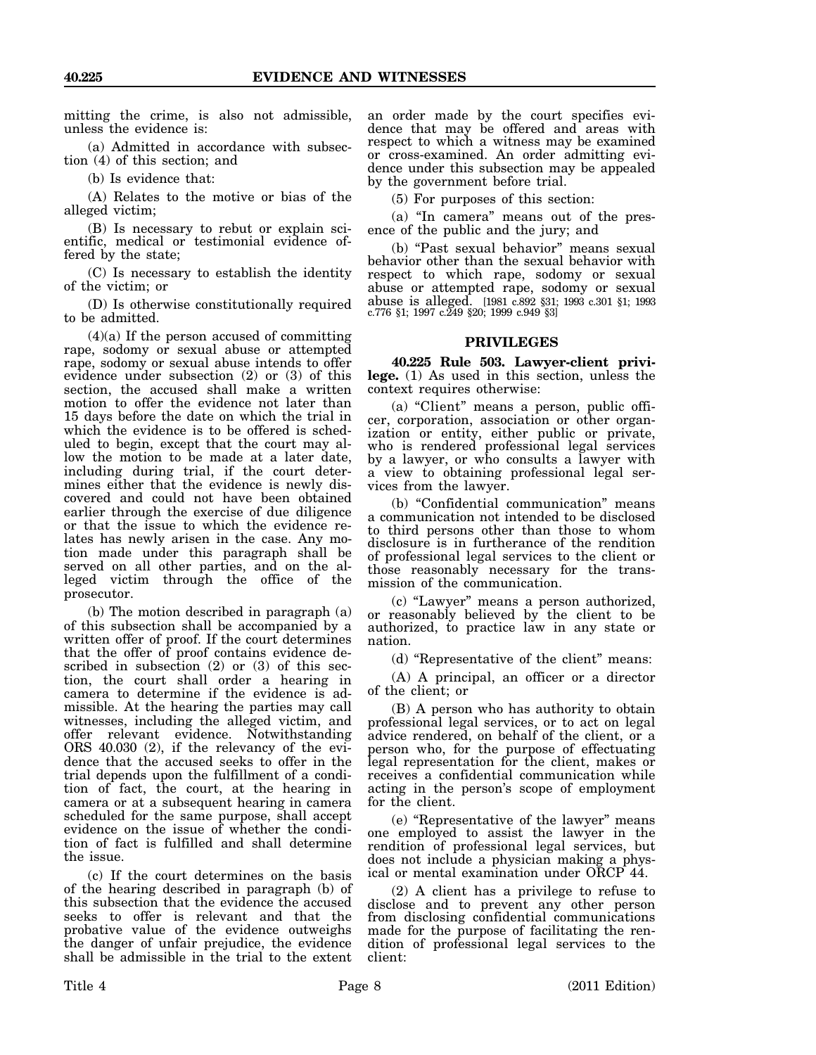mitting the crime, is also not admissible, unless the evidence is:

(a) Admitted in accordance with subsection (4) of this section; and

(b) Is evidence that:

(A) Relates to the motive or bias of the alleged victim;

(B) Is necessary to rebut or explain scientific, medical or testimonial evidence offered by the state;

(C) Is necessary to establish the identity of the victim; or

(D) Is otherwise constitutionally required to be admitted.

(4)(a) If the person accused of committing rape, sodomy or sexual abuse or attempted rape, sodomy or sexual abuse intends to offer evidence under subsection (2) or (3) of this section, the accused shall make a written motion to offer the evidence not later than 15 days before the date on which the trial in which the evidence is to be offered is scheduled to begin, except that the court may allow the motion to be made at a later date, including during trial, if the court determines either that the evidence is newly discovered and could not have been obtained earlier through the exercise of due diligence or that the issue to which the evidence relates has newly arisen in the case. Any motion made under this paragraph shall be served on all other parties, and on the alleged victim through the office of the prosecutor.

(b) The motion described in paragraph (a) of this subsection shall be accompanied by a written offer of proof. If the court determines that the offer of proof contains evidence described in subsection (2) or (3) of this section, the court shall order a hearing in camera to determine if the evidence is admissible. At the hearing the parties may call witnesses, including the alleged victim, and offer relevant evidence. Notwithstanding ORS 40.030 (2), if the relevancy of the evidence that the accused seeks to offer in the trial depends upon the fulfillment of a condition of fact, the court, at the hearing in camera or at a subsequent hearing in camera scheduled for the same purpose, shall accept evidence on the issue of whether the condition of fact is fulfilled and shall determine the issue.

(c) If the court determines on the basis of the hearing described in paragraph (b) of this subsection that the evidence the accused seeks to offer is relevant and that the probative value of the evidence outweighs the danger of unfair prejudice, the evidence shall be admissible in the trial to the extent an order made by the court specifies evidence that may be offered and areas with respect to which a witness may be examined or cross-examined. An order admitting evidence under this subsection may be appealed by the government before trial.

(5) For purposes of this section:

(a) "In camera" means out of the presence of the public and the jury; and

(b) "Past sexual behavior" means sexual behavior other than the sexual behavior with respect to which rape, sodomy or sexual abuse or attempted rape, sodomy or sexual abuse is alleged. [1981 c.892 §31; 1993 c.301 §1; 1993 c.776 §1; 1997 c.249 §20; 1999 c.949 §3]

## PRIVILEGES

**40.225 Rule 503. Lawyer-client privilege.** (1) As used in this section, unless the context requires otherwise:

(a) "Client" means a person, public officer, corporation, association or other organization or entity, either public or private, who is rendered professional legal services by a lawyer, or who consults a lawyer with a view to obtaining professional legal services from the lawyer.

(b) "Confidential communication" means a communication not intended to be disclosed to third persons other than those to whom disclosure is in furtherance of the rendition of professional legal services to the client or those reasonably necessary for the transmission of the communication.

(c) "Lawyer" means a person authorized, or reasonably believed by the client to be authorized, to practice law in any state or nation.

(d) "Representative of the client" means:

(A) A principal, an officer or a director of the client; or

(B) A person who has authority to obtain professional legal services, or to act on legal advice rendered, on behalf of the client, or a person who, for the purpose of effectuating legal representation for the client, makes or receives a confidential communication while acting in the person's scope of employment for the client.

(e) "Representative of the lawyer" means one employed to assist the lawyer in the rendition of professional legal services, but does not include a physician making a physical or mental examination under ORCP 44.

(2) A client has a privilege to refuse to disclose and to prevent any other person from disclosing confidential communications made for the purpose of facilitating the rendition of professional legal services to the client: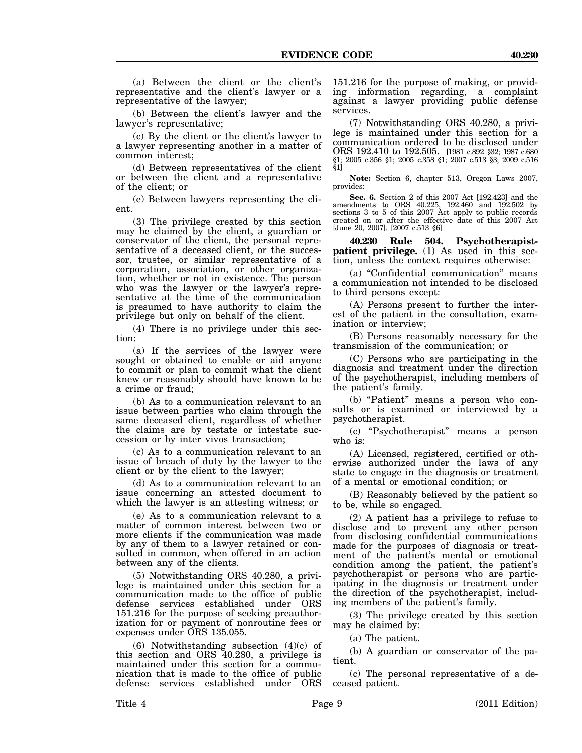(a) Between the client or the client's representative and the client's lawyer or a representative of the lawyer;

(b) Between the client's lawyer and the lawyer's representative;

(c) By the client or the client's lawyer to a lawyer representing another in a matter of common interest;

(d) Between representatives of the client or between the client and a representative of the client; or

(e) Between lawyers representing the client.

(3) The privilege created by this section may be claimed by the client, a guardian or conservator of the client, the personal representative of a deceased client, or the successor, trustee, or similar representative of a corporation, association, or other organization, whether or not in existence. The person who was the lawyer or the lawyer's representative at the time of the communication is presumed to have authority to claim the privilege but only on behalf of the client.

(4) There is no privilege under this section:

(a) If the services of the lawyer were sought or obtained to enable or aid anyone to commit or plan to commit what the client knew or reasonably should have known to be a crime or fraud;

(b) As to a communication relevant to an issue between parties who claim through the same deceased client, regardless of whether the claims are by testate or intestate succession or by inter vivos transaction;

(c) As to a communication relevant to an issue of breach of duty by the lawyer to the client or by the client to the lawyer;

(d) As to a communication relevant to an issue concerning an attested document to which the lawyer is an attesting witness; or

(e) As to a communication relevant to a matter of common interest between two or more clients if the communication was made by any of them to a lawyer retained or consulted in common, when offered in an action between any of the clients.

(5) Notwithstanding ORS 40.280, a privilege is maintained under this section for a communication made to the office of public defense services established under ORS 151.216 for the purpose of seeking preauthorization for or payment of nonroutine fees or expenses under ORS 135.055.

(6) Notwithstanding subsection (4)(c) of this section and ORS 40.280, a privilege is maintained under this section for a communication that is made to the office of public defense services established under ORS 151.216 for the purpose of making, or providing information regarding, a complaint against a lawyer providing public defense services.

(7) Notwithstanding ORS 40.280, a privilege is maintained under this section for a communication ordered to be disclosed under ORS 192.410 to 192.505. [1981 c.892 §32; 1987 c.680 §1; 2005 c.356 §1; 2005 c.358 §1; 2007 c.513 §3; 2009 c.516 §1]

**Note:** Section 6, chapter 513, Oregon Laws 2007, provides:

**Sec. 6.** Section 2 of this 2007 Act [192.423] and the amendments to ORS 40.225, 192.460 and 192.502 by sections 3 to 5 of this 2007 Act apply to public records created on or after the effective date of this 2007 Act [June 20, 2007]. [2007 c.513 §6]

**40.230 Rule 504. Psychotherapist-patient privilege.** (1) As used in this section, unless the context requires otherwise:

(a) "Confidential communication" means a communication not intended to be disclosed to third persons except:

(A) Persons present to further the interest of the patient in the consultation, examination or interview;

(B) Persons reasonably necessary for the transmission of the communication; or

(C) Persons who are participating in the diagnosis and treatment under the direction of the psychotherapist, including members of the patient's family.

(b) "Patient" means a person who consults or is examined or interviewed by a psychotherapist.

(c) "Psychotherapist" means a person who is:

(A) Licensed, registered, certified or otherwise authorized under the laws of any state to engage in the diagnosis or treatment of a mental or emotional condition; or

(B) Reasonably believed by the patient so to be, while so engaged.

(2) A patient has a privilege to refuse to disclose and to prevent any other person from disclosing confidential communications made for the purposes of diagnosis or treatment of the patient's mental or emotional condition among the patient, the patient's psychotherapist or persons who are participating in the diagnosis or treatment under the direction of the psychotherapist, including members of the patient's family.

(3) The privilege created by this section may be claimed by:

(a) The patient.

(b) A guardian or conservator of the patient.

(c) The personal representative of a deceased patient.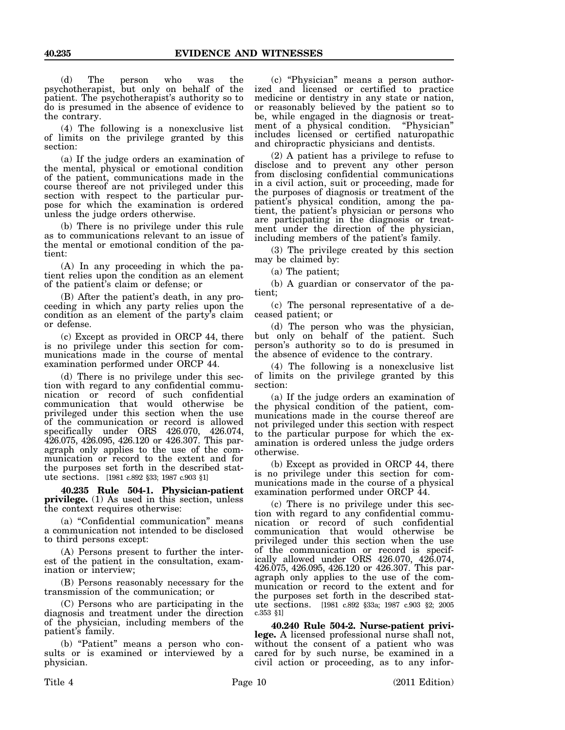(d) The person who was the psychotherapist, but only on behalf of the patient. The psychotherapist's authority so to do is presumed in the absence of evidence to the contrary.

(4) The following is a nonexclusive list of limits on the privilege granted by this section:

(a) If the judge orders an examination of the mental, physical or emotional condition of the patient, communications made in the course thereof are not privileged under this section with respect to the particular purpose for which the examination is ordered unless the judge orders otherwise.

(b) There is no privilege under this rule as to communications relevant to an issue of the mental or emotional condition of the patient:

(A) In any proceeding in which the patient relies upon the condition as an element of the patient's claim or defense; or

(B) After the patient's death, in any proceeding in which any party relies upon the condition as an element of the party's claim or defense.

(c) Except as provided in ORCP 44, there is no privilege under this section for communications made in the course of mental examination performed under ORCP 44.

(d) There is no privilege under this section with regard to any confidential communication or record of such confidential communication that would otherwise be privileged under this section when the use of the communication or record is allowed specifically under ORS 426.070, 426.074, 426.075, 426.095, 426.120 or 426.307. This paragraph only applies to the use of the communication or record to the extent and for the purposes set forth in the described statute sections. [1981 c.892 §33; 1987 c.903 §1]

**40.235 Rule 504-1. Physician-patient privilege.** (1) As used in this section, unless the context requires otherwise:

(a) "Confidential communication" means a communication not intended to be disclosed to third persons except:

(A) Persons present to further the interest of the patient in the consultation, examination or interview;

(B) Persons reasonably necessary for the transmission of the communication; or

(C) Persons who are participating in the diagnosis and treatment under the direction of the physician, including members of the patient's family.

(b) "Patient" means a person who consults or is examined or interviewed by a physician.

(c) "Physician" means a person authorized and licensed or certified to practice medicine or dentistry in any state or nation, or reasonably believed by the patient so to be, while engaged in the diagnosis or treatment of a physical condition. "Physician" includes licensed or certified naturopathic and chiropractic physicians and dentists.

(2) A patient has a privilege to refuse to disclose and to prevent any other person from disclosing confidential communications in a civil action, suit or proceeding, made for the purposes of diagnosis or treatment of the patient's physical condition, among the patient, the patient's physician or persons who are participating in the diagnosis or treatment under the direction of the physician, including members of the patient's family.

(3) The privilege created by this section may be claimed by:

(a) The patient;

(b) A guardian or conservator of the patient;

(c) The personal representative of a deceased patient; or

(d) The person who was the physician, but only on behalf of the patient. Such person's authority so to do is presumed in the absence of evidence to the contrary.

(4) The following is a nonexclusive list of limits on the privilege granted by this section:

(a) If the judge orders an examination of the physical condition of the patient, communications made in the course thereof are not privileged under this section with respect to the particular purpose for which the examination is ordered unless the judge orders otherwise.

(b) Except as provided in ORCP 44, there is no privilege under this section for communications made in the course of a physical examination performed under ORCP 44.

(c) There is no privilege under this section with regard to any confidential communication or record of such confidential communication that would otherwise be privileged under this section when the use of the communication or record is specifically allowed under ORS 426.070, 426.074, 426.075, 426.095, 426.120 or 426.307. This paragraph only applies to the use of the communication or record to the extent and for the purposes set forth in the described statute sections. [1981 c.892 §33a; 1987 c.903 §2; 2005 c.353 §1]

**40.240 Rule 504-2. Nurse-patient privilege.** A licensed professional nurse shall not, without the consent of a patient who was cared for by such nurse, be examined in a civil action or proceeding, as to any infor-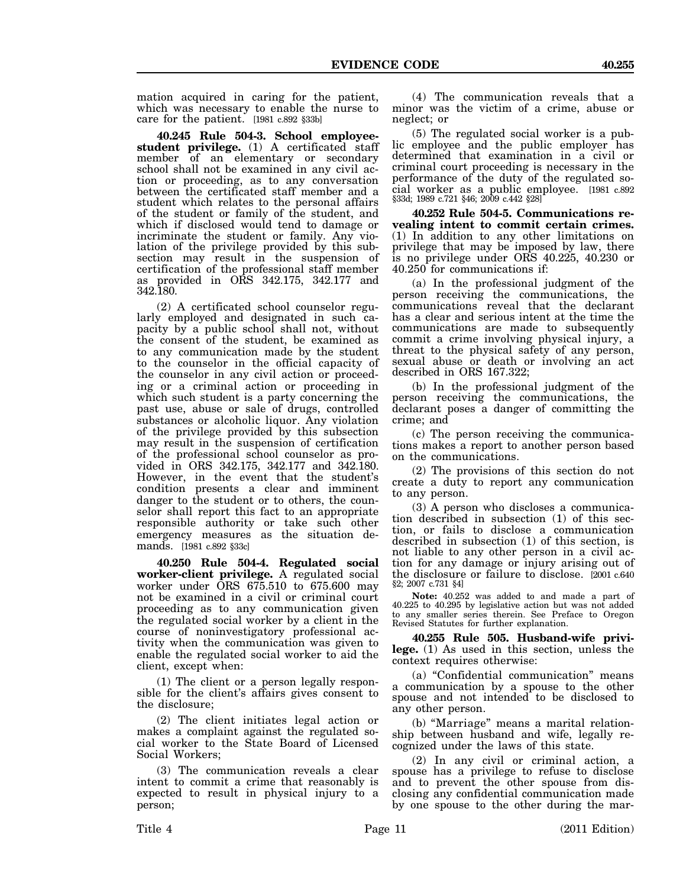mation acquired in caring for the patient, which was necessary to enable the nurse to care for the patient. [1981 c.892 §33b]

**40.245 Rule 504-3. School employee-student privilege.** (1) A certificated staff member of an elementary or secondary school shall not be examined in any civil action or proceeding, as to any conversation between the certificated staff member and a student which relates to the personal affairs of the student or family of the student, and which if disclosed would tend to damage or incriminate the student or family. Any violation of the privilege provided by this subsection may result in the suspension of certification of the professional staff member as provided in ORS 342.175, 342.177 and 342.180.

(2) A certificated school counselor regularly employed and designated in such capacity by a public school shall not, without the consent of the student, be examined as to any communication made by the student to the counselor in the official capacity of the counselor in any civil action or proceeding or a criminal action or proceeding in which such student is a party concerning the past use, abuse or sale of drugs, controlled substances or alcoholic liquor. Any violation of the privilege provided by this subsection may result in the suspension of certification of the professional school counselor as provided in ORS 342.175, 342.177 and 342.180. However, in the event that the student's condition presents a clear and imminent danger to the student or to others, the counselor shall report this fact to an appropriate responsible authority or take such other emergency measures as the situation demands. [1981 c.892 §33c]

**40.250 Rule 504-4. Regulated social worker-client privilege.** A regulated social worker under ORS 675.510 to 675.600 may not be examined in a civil or criminal court proceeding as to any communication given the regulated social worker by a client in the course of noninvestigatory professional activity when the communication was given to enable the regulated social worker to aid the client, except when:

(1) The client or a person legally responsible for the client's affairs gives consent to the disclosure;

(2) The client initiates legal action or makes a complaint against the regulated social worker to the State Board of Licensed Social Workers;

(3) The communication reveals a clear intent to commit a crime that reasonably is expected to result in physical injury to a person;

(4) The communication reveals that a minor was the victim of a crime, abuse or neglect; or

(5) The regulated social worker is a public employee and the public employer has determined that examination in a civil or criminal court proceeding is necessary in the performance of the duty of the regulated social worker as a public employee. [1981 c.892 §33d; 1989 c.721 §46; 2009 c.442 §28]

**40.252 Rule 504-5. Communications revealing intent to commit certain crimes.** (1) In addition to any other limitations on privilege that may be imposed by law, there is no privilege under ORS 40.225, 40.230 or 40.250 for communications if:

(a) In the professional judgment of the person receiving the communications, the communications reveal that the declarant has a clear and serious intent at the time the communications are made to subsequently commit a crime involving physical injury, a threat to the physical safety of any person, sexual abuse or death or involving an act described in ORS 167.322;

(b) In the professional judgment of the person receiving the communications, the declarant poses a danger of committing the crime; and

(c) The person receiving the communications makes a report to another person based on the communications.

(2) The provisions of this section do not create a duty to report any communication to any person.

(3) A person who discloses a communication described in subsection (1) of this section, or fails to disclose a communication described in subsection (1) of this section, is not liable to any other person in a civil action for any damage or injury arising out of the disclosure or failure to disclose. [2001 c.640 §2; 2007 c.731 §4]

**Note:** 40.252 was added to and made a part of 40.225 to 40.295 by legislative action but was not added to any smaller series therein. See Preface to Oregon Revised Statutes for further explanation.

**40.255 Rule 505. Husband-wife privilege.** (1) As used in this section, unless the context requires otherwise:

(a) "Confidential communication" means a communication by a spouse to the other spouse and not intended to be disclosed to any other person.

(b) "Marriage" means a marital relationship between husband and wife, legally recognized under the laws of this state.

(2) In any civil or criminal action, a spouse has a privilege to refuse to disclose and to prevent the other spouse from disclosing any confidential communication made by one spouse to the other during the mar-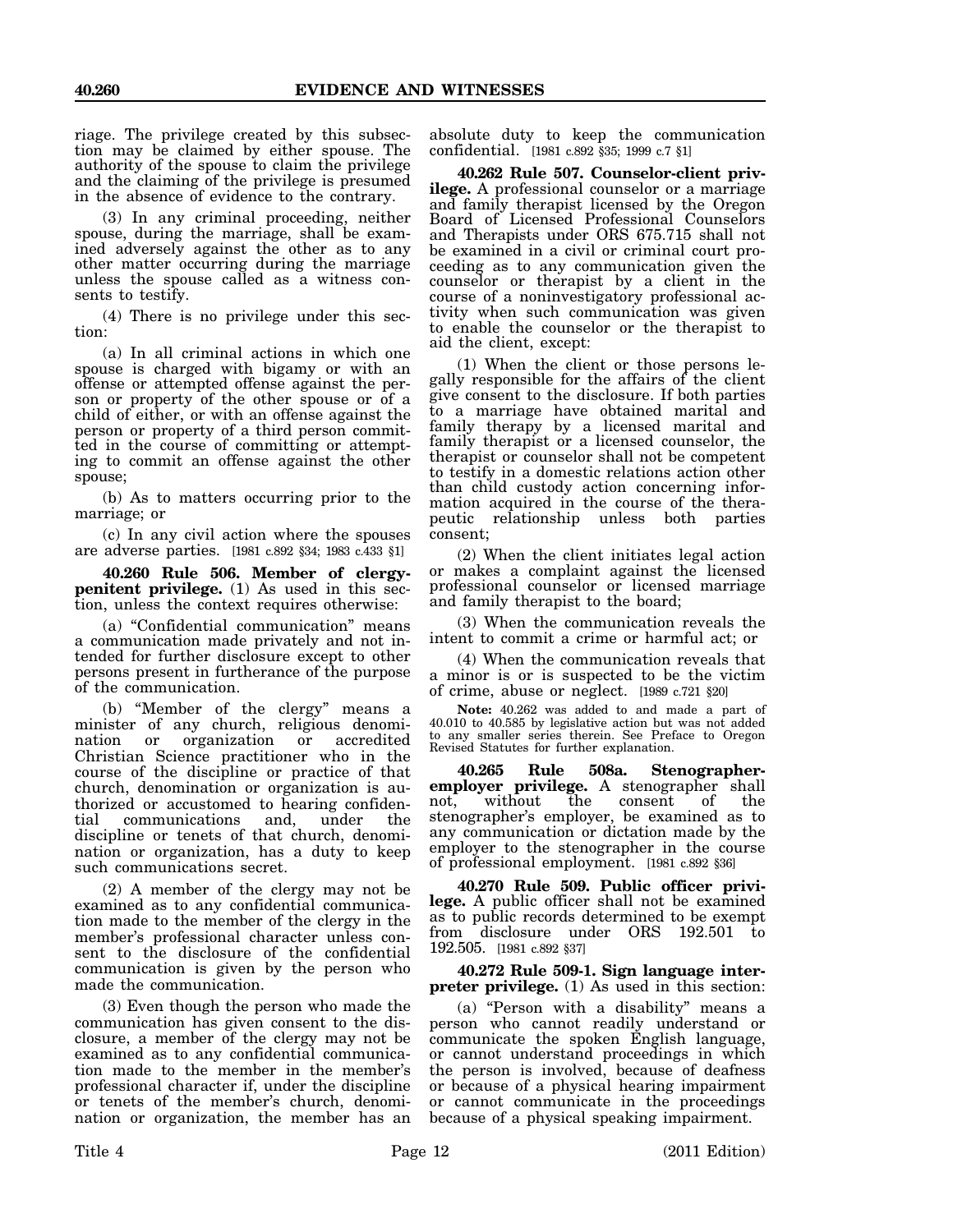riage. The privilege created by this subsection may be claimed by either spouse. The authority of the spouse to claim the privilege and the claiming of the privilege is presumed in the absence of evidence to the contrary.

(3) In any criminal proceeding, neither spouse, during the marriage, shall be examined adversely against the other as to any other matter occurring during the marriage unless the spouse called as a witness consents to testify.

(4) There is no privilege under this section:

(a) In all criminal actions in which one spouse is charged with bigamy or with an offense or attempted offense against the person or property of the other spouse or of a child of either, or with an offense against the person or property of a third person committed in the course of committing or attempting to commit an offense against the other spouse;

(b) As to matters occurring prior to the marriage; or

(c) In any civil action where the spouses are adverse parties. [1981 c.892 §34; 1983 c.433 §1]

**40.260 Rule 506. Member of clergy-penitent privilege.** (1) As used in this section, unless the context requires otherwise:

(a) "Confidential communication" means a communication made privately and not intended for further disclosure except to other persons present in furtherance of the purpose of the communication.

(b) "Member of the clergy" means a minister of any church, religious denomination or organization or accredited Christian Science practitioner who in the course of the discipline or practice of that church, denomination or organization is authorized or accustomed to hearing confidential communications and, under the discipline or tenets of that church, denomination or organization, has a duty to keep such communications secret.

(2) A member of the clergy may not be examined as to any confidential communication made to the member of the clergy in the member's professional character unless consent to the disclosure of the confidential communication is given by the person who made the communication.

(3) Even though the person who made the communication has given consent to the disclosure, a member of the clergy may not be examined as to any confidential communication made to the member in the member's professional character if, under the discipline or tenets of the member's church, denomination or organization, the member has an absolute duty to keep the communication confidential. [1981 c.892 §35; 1999 c.7 §1]

**40.262 Rule 507. Counselor-client privilege.** A professional counselor or a marriage and family therapist licensed by the Oregon Board of Licensed Professional Counselors and Therapists under ORS 675.715 shall not be examined in a civil or criminal court proceeding as to any communication given the counselor or therapist by a client in the course of a noninvestigatory professional activity when such communication was given to enable the counselor or the therapist to aid the client, except:

(1) When the client or those persons legally responsible for the affairs of the client give consent to the disclosure. If both parties to a marriage have obtained marital and family therapy by a licensed marital and family therapist or a licensed counselor, the therapist or counselor shall not be competent to testify in a domestic relations action other than child custody action concerning information acquired in the course of the therapeutic relationship unless both parties consent;

(2) When the client initiates legal action or makes a complaint against the licensed professional counselor or licensed marriage and family therapist to the board;

(3) When the communication reveals the intent to commit a crime or harmful act; or

(4) When the communication reveals that a minor is or is suspected to be the victim of crime, abuse or neglect. [1989 c.721 §20]

**Note:** 40.262 was added to and made a part of 40.010 to 40.585 by legislative action but was not added to any smaller series therein. See Preface to Oregon Revised Statutes for further explanation.

**40.265 Rule 508a. Stenographer-employer privilege.** A stenographer shall not, without the consent of the stenographer's employer, be examined as to any communication or dictation made by the employer to the stenographer in the course of professional employment. [1981 c.892 §36]

**40.270 Rule 509. Public officer privilege.** A public officer shall not be examined as to public records determined to be exempt from disclosure under ORS 192.501 to 192.505. [1981 c.892 §37]

**40.272 Rule 509-1. Sign language interpreter privilege.** (1) As used in this section:

(a) "Person with a disability" means a person who cannot readily understand or communicate the spoken English language, or cannot understand proceedings in which the person is involved, because of deafness or because of a physical hearing impairment or cannot communicate in the proceedings because of a physical speaking impairment.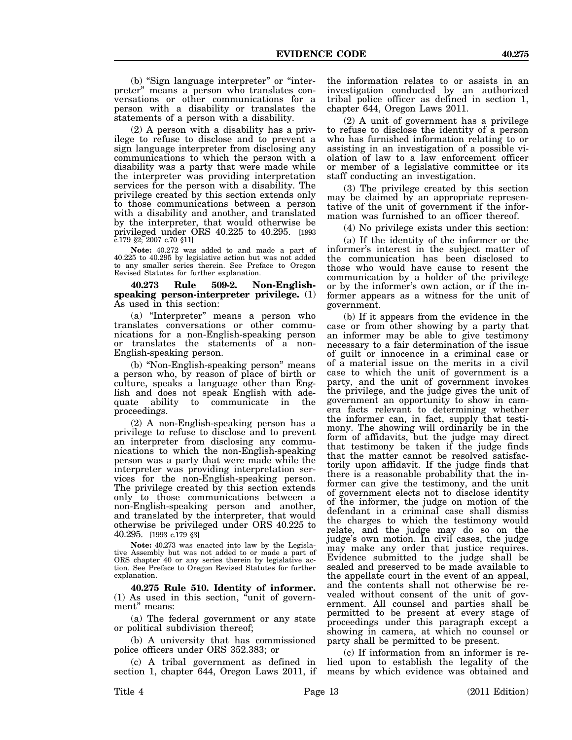(b) "Sign language interpreter" or "interpreter" means a person who translates conversations or other communications for a person with a disability or translates the statements of a person with a disability.

(2) A person with a disability has a privilege to refuse to disclose and to prevent a sign language interpreter from disclosing any communications to which the person with a disability was a party that were made while the interpreter was providing interpretation services for the person with a disability. The privilege created by this section extends only to those communications between a person with a disability and another, and translated by the interpreter, that would otherwise be privileged under ORS 40.225 to 40.295. [1993 c.179 §2; 2007 c.70 §11]

**Note:** 40.272 was added to and made a part of 40.225 to 40.295 by legislative action but was not added to any smaller series therein. See Preface to Oregon Revised Statutes for further explanation.

**40.273 Rule 509-2. Non-English-speaking person-interpreter privilege.** (1) As used in this section:

(a) "Interpreter" means a person who translates conversations or other communications for a non-English-speaking person or translates the statements of a non-English-speaking person.

(b) "Non-English-speaking person" means a person who, by reason of place of birth or culture, speaks a language other than English and does not speak English with adequate ability to communicate in the proceedings.

(2) A non-English-speaking person has a privilege to refuse to disclose and to prevent an interpreter from disclosing any communications to which the non-English-speaking person was a party that were made while the interpreter was providing interpretation services for the non-English-speaking person. The privilege created by this section extends only to those communications between a non-English-speaking person and another, and translated by the interpreter, that would otherwise be privileged under ORS 40.225 to 40.295. [1993 c.179 §3]

**Note:** 40.273 was enacted into law by the Legislative Assembly but was not added to or made a part of ORS chapter 40 or any series therein by legislative action. See Preface to Oregon Revised Statutes for further explanation.

**40.275 Rule 510. Identity of informer.** (1) As used in this section, "unit of government" means:

(a) The federal government or any state or political subdivision thereof;

(b) A university that has commissioned police officers under ORS 352.383; or

(c) A tribal government as defined in section 1, chapter 644, Oregon Laws 2011, if the information relates to or assists in an investigation conducted by an authorized tribal police officer as defined in section 1, chapter 644, Oregon Laws 2011.

(2) A unit of government has a privilege to refuse to disclose the identity of a person who has furnished information relating to or assisting in an investigation of a possible violation of law to a law enforcement officer or member of a legislative committee or its staff conducting an investigation.

(3) The privilege created by this section may be claimed by an appropriate representative of the unit of government if the information was furnished to an officer thereof.

(4) No privilege exists under this section:

(a) If the identity of the informer or the informer's interest in the subject matter of the communication has been disclosed to those who would have cause to resent the communication by a holder of the privilege or by the informer's own action, or if the informer appears as a witness for the unit of government.

(b) If it appears from the evidence in the case or from other showing by a party that an informer may be able to give testimony necessary to a fair determination of the issue of guilt or innocence in a criminal case or of a material issue on the merits in a civil case to which the unit of government is a party, and the unit of government invokes the privilege, and the judge gives the unit of government an opportunity to show in camera facts relevant to determining whether the informer can, in fact, supply that testimony. The showing will ordinarily be in the form of affidavits, but the judge may direct that testimony be taken if the judge finds that the matter cannot be resolved satisfactorily upon affidavit. If the judge finds that there is a reasonable probability that the informer can give the testimony, and the unit of government elects not to disclose identity of the informer, the judge on motion of the defendant in a criminal case shall dismiss the charges to which the testimony would relate, and the judge may do so on the judge's own motion. In civil cases, the judge may make any order that justice requires. Evidence submitted to the judge shall be sealed and preserved to be made available to the appellate court in the event of an appeal, and the contents shall not otherwise be revealed without consent of the unit of government. All counsel and parties shall be permitted to be present at every stage of proceedings under this paragraph except a showing in camera, at which no counsel or party shall be permitted to be present.

(c) If information from an informer is relied upon to establish the legality of the means by which evidence was obtained and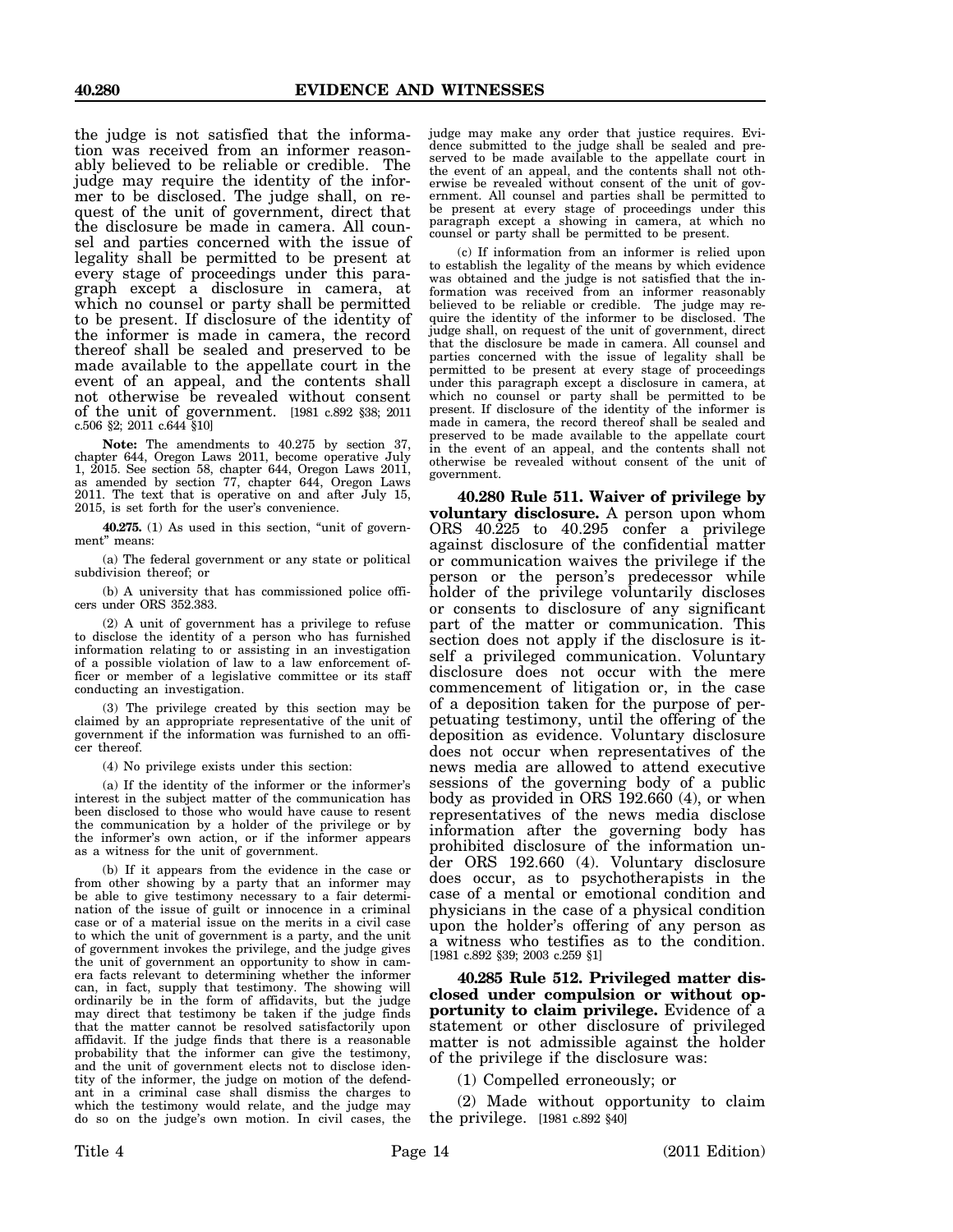the judge is not satisfied that the information was received from an informer reasonably believed to be reliable or credible. The judge may require the identity of the informer to be disclosed. The judge shall, on request of the unit of government, direct that the disclosure be made in camera. All counsel and parties concerned with the issue of legality shall be permitted to be present at every stage of proceedings under this paragraph except a disclosure in camera, at which no counsel or party shall be permitted to be present. If disclosure of the identity of the informer is made in camera, the record thereof shall be sealed and preserved to be made available to the appellate court in the event of an appeal, and the contents shall not otherwise be revealed without consent of the unit of government. [1981 c.892 §38; 2011 c.506 §2; 2011 c.644 §10]

**Note:** The amendments to 40.275 by section 37, chapter 644, Oregon Laws 2011, become operative July 1, 2015. See section 58, chapter 644, Oregon Laws 2011, as amended by section 77, chapter 644, Oregon Laws 2011. The text that is operative on and after July 15, 2015, is set forth for the user's convenience.

**40.275.** (1) As used in this section, "unit of government" means:

(a) The federal government or any state or political subdivision thereof; or

(b) A university that has commissioned police officers under ORS 352.383.

(2) A unit of government has a privilege to refuse to disclose the identity of a person who has furnished information relating to or assisting in an investigation of a possible violation of law to a law enforcement officer or member of a legislative committee or its staff conducting an investigation.

(3) The privilege created by this section may be claimed by an appropriate representative of the unit of government if the information was furnished to an officer thereof.

(4) No privilege exists under this section:

(a) If the identity of the informer or the informer's interest in the subject matter of the communication has been disclosed to those who would have cause to resent the communication by a holder of the privilege or by the informer's own action, or if the informer appears as a witness for the unit of government.

(b) If it appears from the evidence in the case or from other showing by a party that an informer may be able to give testimony necessary to a fair determination of the issue of guilt or innocence in a criminal case or of a material issue on the merits in a civil case to which the unit of government is a party, and the unit of government invokes the privilege, and the judge gives the unit of government an opportunity to show in camera facts relevant to determining whether the informer can, in fact, supply that testimony. The showing will ordinarily be in the form of affidavits, but the judge may direct that testimony be taken if the judge finds that the matter cannot be resolved satisfactorily upon affidavit. If the judge finds that there is a reasonable probability that the informer can give the testimony, and the unit of government elects not to disclose identity of the informer, the judge on motion of the defendant in a criminal case shall dismiss the charges to which the testimony would relate, and the judge may do so on the judge's own motion. In civil cases, the judge may make any order that justice requires. Evidence submitted to the judge shall be sealed and preserved to be made available to the appellate court in the event of an appeal, and the contents shall not otherwise be revealed without consent of the unit of government. All counsel and parties shall be permitted to be present at every stage of proceedings under this paragraph except a showing in camera, at which no counsel or party shall be permitted to be present.

(c) If information from an informer is relied upon to establish the legality of the means by which evidence was obtained and the judge is not satisfied that the information was received from an informer reasonably believed to be reliable or credible. The judge may require the identity of the informer to be disclosed. The judge shall, on request of the unit of government, direct that the disclosure be made in camera. All counsel and parties concerned with the issue of legality shall be permitted to be present at every stage of proceedings under this paragraph except a disclosure in camera, at which no counsel or party shall be permitted to be present. If disclosure of the identity of the informer is made in camera, the record thereof shall be sealed and preserved to be made available to the appellate court in the event of an appeal, and the contents shall not otherwise be revealed without consent of the unit of government.

**40.280 Rule 511. Waiver of privilege by voluntary disclosure.** A person upon whom ORS 40.225 to 40.295 confer a privilege against disclosure of the confidential matter or communication waives the privilege if the person or the person's predecessor while holder of the privilege voluntarily discloses or consents to disclosure of any significant part of the matter or communication. This section does not apply if the disclosure is itself a privileged communication. Voluntary disclosure does not occur with the mere commencement of litigation or, in the case of a deposition taken for the purpose of perpetuating testimony, until the offering of the deposition as evidence. Voluntary disclosure does not occur when representatives of the news media are allowed to attend executive sessions of the governing body of a public body as provided in ORS 192.660 (4), or when representatives of the news media disclose information after the governing body has prohibited disclosure of the information under ORS 192.660 (4). Voluntary disclosure does occur, as to psychotherapists in the case of a mental or emotional condition and physicians in the case of a physical condition upon the holder's offering of any person as a witness who testifies as to the condition. [1981 c.892 §39; 2003 c.259 §1]

**40.285 Rule 512. Privileged matter disclosed under compulsion or without opportunity to claim privilege.** Evidence of a statement or other disclosure of privileged matter is not admissible against the holder of the privilege if the disclosure was:

(1) Compelled erroneously; or

(2) Made without opportunity to claim the privilege. [1981 c.892 §40]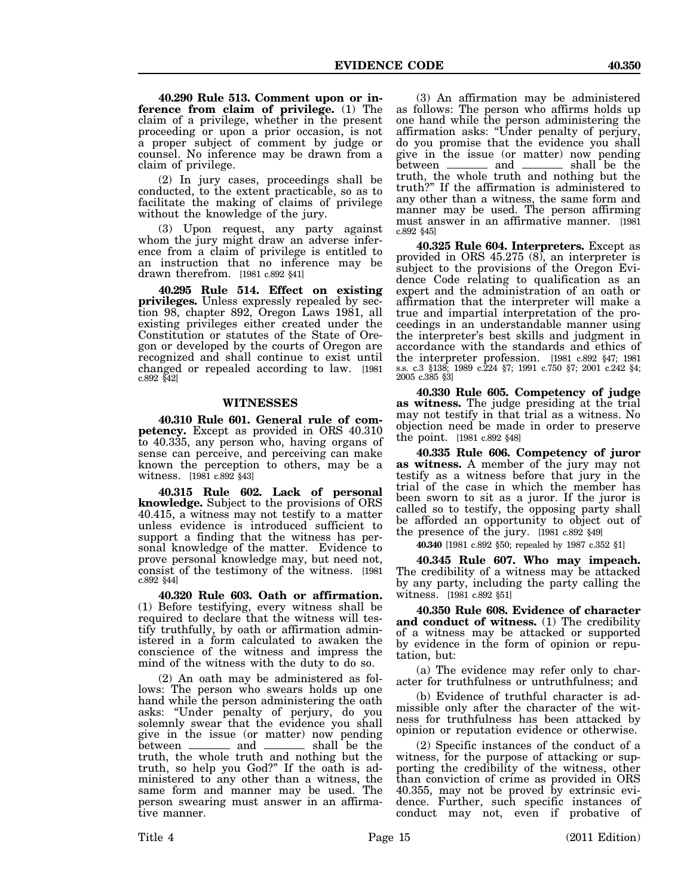**40.290 Rule 513. Comment upon or inference from claim of privilege.** (1) The claim of a privilege, whether in the present proceeding or upon a prior occasion, is not a proper subject of comment by judge or counsel. No inference may be drawn from a claim of privilege.

(2) In jury cases, proceedings shall be conducted, to the extent practicable, so as to facilitate the making of claims of privilege without the knowledge of the jury.

(3) Upon request, any party against whom the jury might draw an adverse inference from a claim of privilege is entitled to an instruction that no inference may be drawn therefrom. [1981 c.892 §41]

**40.295 Rule 514. Effect on existing privileges.** Unless expressly repealed by section 98, chapter 892, Oregon Laws 1981, all existing privileges either created under the Constitution or statutes of the State of Oregon or developed by the courts of Oregon are recognized and shall continue to exist until changed or repealed according to law. [1981 c.892 §42]

## WITNESSES

**40.310 Rule 601. General rule of competency.** Except as provided in ORS 40.310 to 40.335, any person who, having organs of sense can perceive, and perceiving can make known the perception to others, may be a witness. [1981 c.892 §43]

**40.315 Rule 602. Lack of personal knowledge.** Subject to the provisions of ORS 40.415, a witness may not testify to a matter unless evidence is introduced sufficient to support a finding that the witness has personal knowledge of the matter. Evidence to prove personal knowledge may, but need not, consist of the testimony of the witness. [1981 c.892 §44]

**40.320 Rule 603. Oath or affirmation.** (1) Before testifying, every witness shall be required to declare that the witness will testify truthfully, by oath or affirmation administered in a form calculated to awaken the conscience of the witness and impress the mind of the witness with the duty to do so.

(2) An oath may be administered as follows: The person who swears holds up one hand while the person administering the oath asks: "Under penalty of perjury, do you solemnly swear that the evidence you shall give in the issue (or matter) now pending between \_\_\_\_\_\_ and \_\_\_\_\_\_ shall be the truth, the whole truth and nothing but the truth, so help you God?" If the oath is administered to any other than a witness, the same form and manner may be used. The person swearing must answer in an affirmative manner.

(3) An affirmation may be administered as follows: The person who affirms holds up one hand while the person administering the affirmation asks: "Under penalty of perjury, do you promise that the evidence you shall give in the issue (or matter) now pending between \_\_\_\_\_\_ and \_\_\_\_\_\_ shall be the truth, the whole truth and nothing but the truth?" If the affirmation is administered to any other than a witness, the same form and manner may be used. The person affirming must answer in an affirmative manner. [1981 c.892 §45]

**40.325 Rule 604. Interpreters.** Except as provided in ORS 45.275 (8), an interpreter is subject to the provisions of the Oregon Evidence Code relating to qualification as an expert and the administration of an oath or affirmation that the interpreter will make a true and impartial interpretation of the proceedings in an understandable manner using the interpreter's best skills and judgment in accordance with the standards and ethics of the interpreter profession. [1981 c.892 §47; 1981 s.s. c.3 §138; 1989 c.224 §7; 1991 c.750 §7; 2001 c.242 §4; 2005 c.385 §3]

**40.330 Rule 605. Competency of judge as witness.** The judge presiding at the trial may not testify in that trial as a witness. No objection need be made in order to preserve the point. [1981 c.892 §48]

**40.335 Rule 606. Competency of juror as witness.** A member of the jury may not testify as a witness before that jury in the trial of the case in which the member has been sworn to sit as a juror. If the juror is called so to testify, the opposing party shall be afforded an opportunity to object out of the presence of the jury. [1981 c.892 §49]

**40.340** [1981 c.892 §50; repealed by 1987 c.352 §1]

**40.345 Rule 607. Who may impeach.** The credibility of a witness may be attacked by any party, including the party calling the witness. [1981 c.892 §51]

**40.350 Rule 608. Evidence of character and conduct of witness.** (1) The credibility of a witness may be attacked or supported by evidence in the form of opinion or reputation, but:

(a) The evidence may refer only to character for truthfulness or untruthfulness; and

(b) Evidence of truthful character is admissible only after the character of the witness for truthfulness has been attacked by opinion or reputation evidence or otherwise.

(2) Specific instances of the conduct of a witness, for the purpose of attacking or supporting the credibility of the witness, other than conviction of crime as provided in ORS 40.355, may not be proved by extrinsic evidence. Further, such specific instances of conduct may not, even if probative of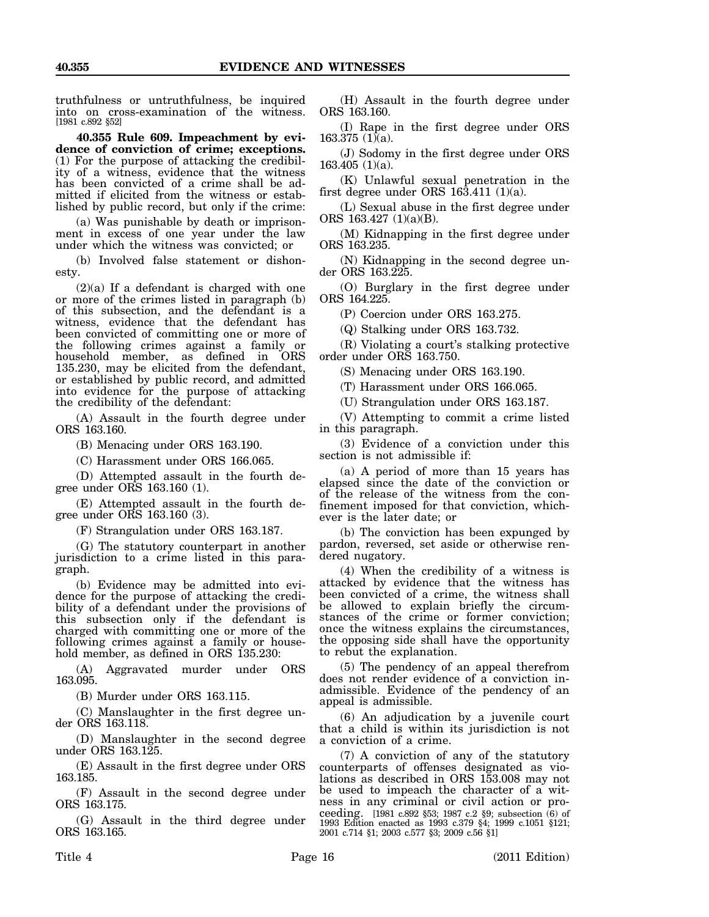truthfulness or untruthfulness, be inquired into on cross-examination of the witness. [1981 c.892 §52]

**40.355 Rule 609. Impeachment by evidence of conviction of crime; exceptions.** (1) For the purpose of attacking the credibility of a witness, evidence that the witness has been convicted of a crime shall be admitted if elicited from the witness or established by public record, but only if the crime:

(a) Was punishable by death or imprisonment in excess of one year under the law under which the witness was convicted; or

(b) Involved false statement or dishonesty.

(2)(a) If a defendant is charged with one or more of the crimes listed in paragraph (b) of this subsection, and the defendant is a witness, evidence that the defendant has been convicted of committing one or more of the following crimes against a family or household member, as defined in ORS 135.230, may be elicited from the defendant, or established by public record, and admitted into evidence for the purpose of attacking the credibility of the defendant:

(A) Assault in the fourth degree under ORS 163.160.

(B) Menacing under ORS 163.190.

(C) Harassment under ORS 166.065.

(D) Attempted assault in the fourth degree under ORS 163.160 (1).

(E) Attempted assault in the fourth degree under ORS 163.160 (3).

(F) Strangulation under ORS 163.187.

(G) The statutory counterpart in another jurisdiction to a crime listed in this paragraph.

(b) Evidence may be admitted into evidence for the purpose of attacking the credibility of a defendant under the provisions of this subsection only if the defendant is charged with committing one or more of the following crimes against a family or household member, as defined in ORS 135.230:

(A) Aggravated murder under ORS 163.095.

(B) Murder under ORS 163.115.

(C) Manslaughter in the first degree under ORS 163.118.

(D) Manslaughter in the second degree under ORS 163.125.

(E) Assault in the first degree under ORS 163.185.

(F) Assault in the second degree under ORS 163.175.

(G) Assault in the third degree under ORS 163.165.

(H) Assault in the fourth degree under ORS 163.160.

(I) Rape in the first degree under ORS 163.375 (1)(a).

(J) Sodomy in the first degree under ORS 163.405 (1)(a).

(K) Unlawful sexual penetration in the first degree under ORS 163.411 (1)(a).

(L) Sexual abuse in the first degree under ORS 163.427 (1)(a)(B).

(M) Kidnapping in the first degree under ORS 163.235.

(N) Kidnapping in the second degree under ORS 163.225.

(O) Burglary in the first degree under ORS 164.225.

(P) Coercion under ORS 163.275.

(Q) Stalking under ORS 163.732.

(R) Violating a court's stalking protective order under ORS 163.750.

(S) Menacing under ORS 163.190.

(T) Harassment under ORS 166.065.

(U) Strangulation under ORS 163.187.

(V) Attempting to commit a crime listed in this paragraph.

(3) Evidence of a conviction under this section is not admissible if:

(a) A period of more than 15 years has elapsed since the date of the conviction or of the release of the witness from the confinement imposed for that conviction, whichever is the later date; or

(b) The conviction has been expunged by pardon, reversed, set aside or otherwise rendered nugatory.

(4) When the credibility of a witness is attacked by evidence that the witness has been convicted of a crime, the witness shall be allowed to explain briefly the circumstances of the crime or former conviction; once the witness explains the circumstances, the opposing side shall have the opportunity to rebut the explanation.

(5) The pendency of an appeal therefrom does not render evidence of a conviction inadmissible. Evidence of the pendency of an appeal is admissible.

(6) An adjudication by a juvenile court that a child is within its jurisdiction is not a conviction of a crime.

(7) A conviction of any of the statutory counterparts of offenses designated as violations as described in ORS 153.008 may not be used to impeach the character of a witness in any criminal or civil action or proceeding. [1981 c.892 §53; 1987 c.2 §9; subsection (6) of 1993 Edition enacted as 1993 c.379 §4; 1999 c.1051 §121; 2001 c.714 §1; 2003 c.577 §3; 2009 c.56 §1]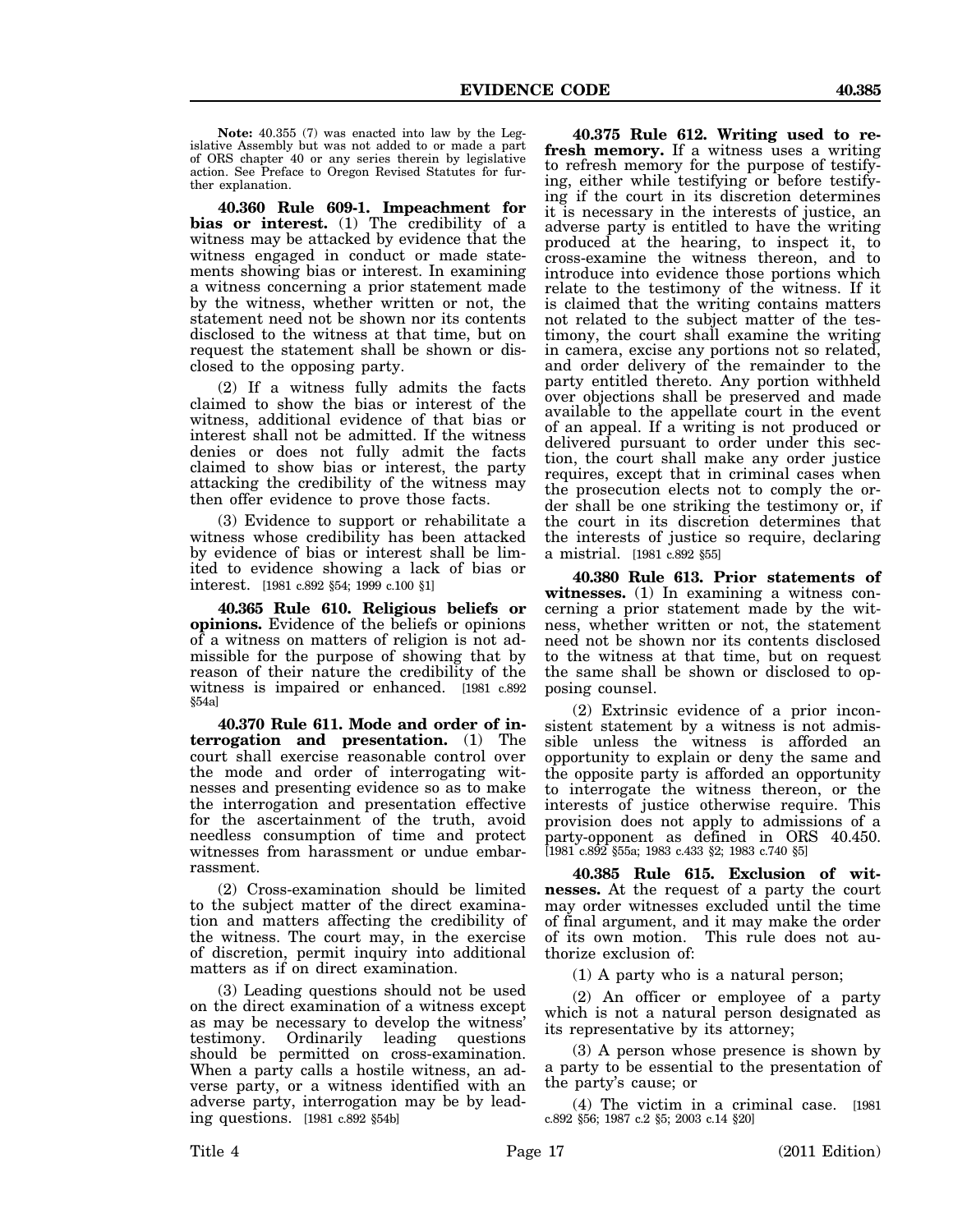**Note:** 40.355 (7) was enacted into law by the Legislative Assembly but was not added to or made a part of ORS chapter 40 or any series therein by legislative action. See Preface to Oregon Revised Statutes for further explanation.

**40.360 Rule 609-1. Impeachment for bias or interest.** (1) The credibility of a witness may be attacked by evidence that the witness engaged in conduct or made statements showing bias or interest. In examining a witness concerning a prior statement made by the witness, whether written or not, the statement need not be shown nor its contents disclosed to the witness at that time, but on request the statement shall be shown or disclosed to the opposing party.

(2) If a witness fully admits the facts claimed to show the bias or interest of the witness, additional evidence of that bias or interest shall not be admitted. If the witness denies or does not fully admit the facts claimed to show bias or interest, the party attacking the credibility of the witness may then offer evidence to prove those facts.

(3) Evidence to support or rehabilitate a witness whose credibility has been attacked by evidence of bias or interest shall be limited to evidence showing a lack of bias or interest. [1981 c.892 §54; 1999 c.100 §1]

**40.365 Rule 610. Religious beliefs or opinions.** Evidence of the beliefs or opinions of a witness on matters of religion is not admissible for the purpose of showing that by reason of their nature the credibility of the witness is impaired or enhanced. [1981 c.892 §54a]

**40.370 Rule 611. Mode and order of interrogation and presentation.** (1) The court shall exercise reasonable control over the mode and order of interrogating witnesses and presenting evidence so as to make the interrogation and presentation effective for the ascertainment of the truth, avoid needless consumption of time and protect witnesses from harassment or undue embarrassment.

(2) Cross-examination should be limited to the subject matter of the direct examination and matters affecting the credibility of the witness. The court may, in the exercise of discretion, permit inquiry into additional matters as if on direct examination.

(3) Leading questions should not be used on the direct examination of a witness except as may be necessary to develop the witness' testimony. Ordinarily leading questions should be permitted on cross-examination. When a party calls a hostile witness, an adverse party, or a witness identified with an adverse party, interrogation may be by leading questions. [1981 c.892 §54b]

**40.375 Rule 612. Writing used to refresh memory.** If a witness uses a writing to refresh memory for the purpose of testifying, either while testifying or before testifying if the court in its discretion determines it is necessary in the interests of justice, an adverse party is entitled to have the writing produced at the hearing, to inspect it, to cross-examine the witness thereon, and to introduce into evidence those portions which relate to the testimony of the witness. If it is claimed that the writing contains matters not related to the subject matter of the testimony, the court shall examine the writing in camera, excise any portions not so related, and order delivery of the remainder to the party entitled thereto. Any portion withheld over objections shall be preserved and made available to the appellate court in the event of an appeal. If a writing is not produced or delivered pursuant to order under this section, the court shall make any order justice requires, except that in criminal cases when the prosecution elects not to comply the order shall be one striking the testimony or, if the court in its discretion determines that the interests of justice so require, declaring a mistrial. [1981 c.892 §55]

**40.380 Rule 613. Prior statements of witnesses.** (1) In examining a witness concerning a prior statement made by the witness, whether written or not, the statement need not be shown nor its contents disclosed to the witness at that time, but on request the same shall be shown or disclosed to opposing counsel.

(2) Extrinsic evidence of a prior inconsistent statement by a witness is not admissible unless the witness is afforded an opportunity to explain or deny the same and the opposite party is afforded an opportunity to interrogate the witness thereon, or the interests of justice otherwise require. This provision does not apply to admissions of a party-opponent as defined in ORS 40.450. [1981 c.892 §55a; 1983 c.433 §2; 1983 c.740 §5]

**40.385 Rule 615. Exclusion of witnesses.** At the request of a party the court may order witnesses excluded until the time of final argument, and it may make the order of its own motion. This rule does not authorize exclusion of:

(1) A party who is a natural person;

(2) An officer or employee of a party which is not a natural person designated as its representative by its attorney;

(3) A person whose presence is shown by a party to be essential to the presentation of the party's cause; or

(4) The victim in a criminal case. [1981 c.892 §56; 1987 c.2 §5; 2003 c.14 §20]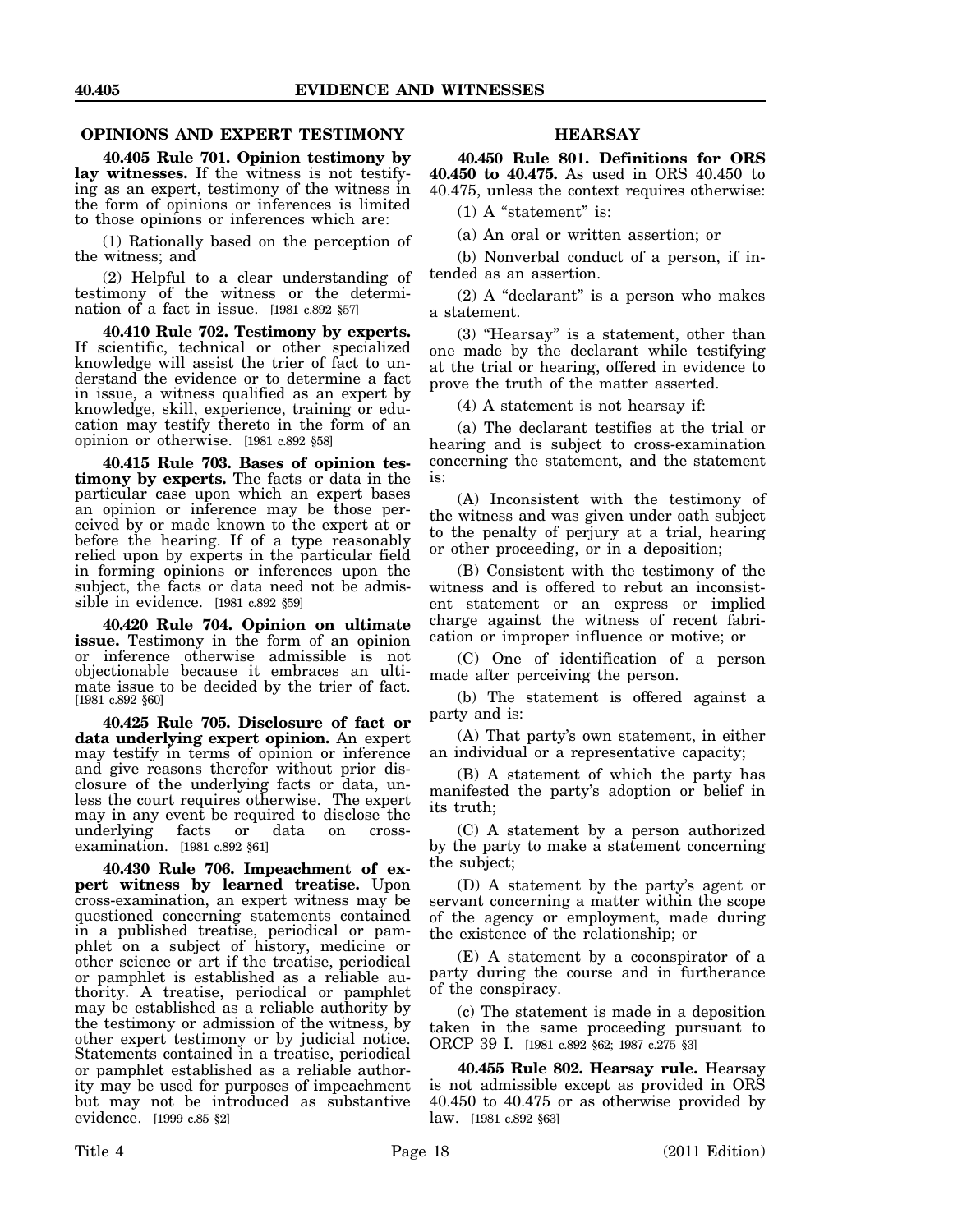## OPINIONS AND EXPERT TESTIMONY

**40.405 Rule 701. Opinion testimony by lay witnesses.** If the witness is not testifying as an expert, testimony of the witness in the form of opinions or inferences is limited to those opinions or inferences which are:

(1) Rationally based on the perception of the witness; and

(2) Helpful to a clear understanding of testimony of the witness or the determination of a fact in issue. [1981 c.892 §57]

**40.410 Rule 702. Testimony by experts.** If scientific, technical or other specialized knowledge will assist the trier of fact to understand the evidence or to determine a fact in issue, a witness qualified as an expert by knowledge, skill, experience, training or education may testify thereto in the form of an opinion or otherwise. [1981 c.892 §58]

**40.415 Rule 703. Bases of opinion testimony by experts.** The facts or data in the particular case upon which an expert bases an opinion or inference may be those perceived by or made known to the expert at or before the hearing. If of a type reasonably relied upon by experts in the particular field in forming opinions or inferences upon the subject, the facts or data need not be admissible in evidence. [1981 c.892 §59]

**40.420 Rule 704. Opinion on ultimate issue.** Testimony in the form of an opinion or inference otherwise admissible is not objectionable because it embraces an ultimate issue to be decided by the trier of fact. [1981 c.892 §60]

**40.425 Rule 705. Disclosure of fact or data underlying expert opinion.** An expert may testify in terms of opinion or inference and give reasons therefor without prior disclosure of the underlying facts or data, unless the court requires otherwise. The expert may in any event be required to disclose the underlying facts or data on cross-examination. [1981 c.892 §61]

**40.430 Rule 706. Impeachment of expert witness by learned treatise.** Upon cross-examination, an expert witness may be questioned concerning statements contained in a published treatise, periodical or pamphlet on a subject of history, medicine or other science or art if the treatise, periodical or pamphlet is established as a reliable authority. A treatise, periodical or pamphlet may be established as a reliable authority by the testimony or admission of the witness, by other expert testimony or by judicial notice. Statements contained in a treatise, periodical or pamphlet established as a reliable authority may be used for purposes of impeachment but may not be introduced as substantive evidence. [1999 c.85 §2]

## HEARSAY

**40.450 Rule 801. Definitions for ORS 40.450 to 40.475.** As used in ORS 40.450 to 40.475, unless the context requires otherwise:

(1) A "statement" is:

(a) An oral or written assertion; or

(b) Nonverbal conduct of a person, if intended as an assertion.

(2) A "declarant" is a person who makes a statement.

(3) "Hearsay" is a statement, other than one made by the declarant while testifying at the trial or hearing, offered in evidence to prove the truth of the matter asserted.

(4) A statement is not hearsay if:

(a) The declarant testifies at the trial or hearing and is subject to cross-examination concerning the statement, and the statement is:

(A) Inconsistent with the testimony of the witness and was given under oath subject to the penalty of perjury at a trial, hearing or other proceeding, or in a deposition;

(B) Consistent with the testimony of the witness and is offered to rebut an inconsistent statement or an express or implied charge against the witness of recent fabrication or improper influence or motive; or

(C) One of identification of a person made after perceiving the person.

(b) The statement is offered against a party and is:

(A) That party's own statement, in either an individual or a representative capacity;

(B) A statement of which the party has manifested the party's adoption or belief in its truth;

(C) A statement by a person authorized by the party to make a statement concerning the subject;

(D) A statement by the party's agent or servant concerning a matter within the scope of the agency or employment, made during the existence of the relationship; or

(E) A statement by a coconspirator of a party during the course and in furtherance of the conspiracy.

(c) The statement is made in a deposition taken in the same proceeding pursuant to ORCP 39 I. [1981 c.892 §62; 1987 c.275 §3]

**40.455 Rule 802. Hearsay rule.** Hearsay is not admissible except as provided in ORS 40.450 to 40.475 or as otherwise provided by law. [1981 c.892 §63]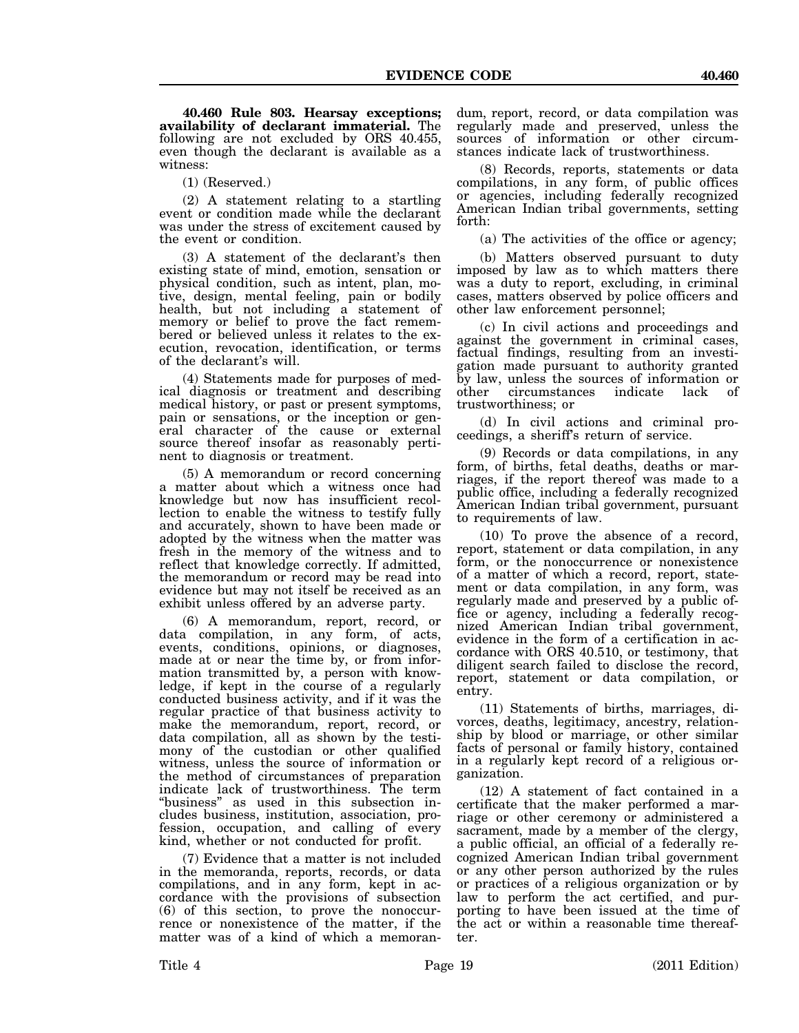**40.460 Rule 803. Hearsay exceptions; availability of declarant immaterial.** The following are not excluded by ORS 40.455, even though the declarant is available as a witness:

(1) (Reserved.)

(2) A statement relating to a startling event or condition made while the declarant was under the stress of excitement caused by the event or condition.

(3) A statement of the declarant's then existing state of mind, emotion, sensation or physical condition, such as intent, plan, motive, design, mental feeling, pain or bodily health, but not including a statement of memory or belief to prove the fact remembered or believed unless it relates to the execution, revocation, identification, or terms of the declarant's will.

(4) Statements made for purposes of medical diagnosis or treatment and describing medical history, or past or present symptoms, pain or sensations, or the inception or general character of the cause or external source thereof insofar as reasonably pertinent to diagnosis or treatment.

(5) A memorandum or record concerning a matter about which a witness once had knowledge but now has insufficient recollection to enable the witness to testify fully and accurately, shown to have been made or adopted by the witness when the matter was fresh in the memory of the witness and to reflect that knowledge correctly. If admitted, the memorandum or record may be read into evidence but may not itself be received as an exhibit unless offered by an adverse party.

(6) A memorandum, report, record, or data compilation, in any form, of acts, events, conditions, opinions, or diagnoses, made at or near the time by, or from information transmitted by, a person with knowledge, if kept in the course of a regularly conducted business activity, and if it was the regular practice of that business activity to make the memorandum, report, record, or data compilation, all as shown by the testimony of the custodian or other qualified witness, unless the source of information or the method of circumstances of preparation indicate lack of trustworthiness. The term "business" as used in this subsection includes business, institution, association, profession, occupation, and calling of every kind, whether or not conducted for profit.

(7) Evidence that a matter is not included in the memoranda, reports, records, or data compilations, and in any form, kept in accordance with the provisions of subsection (6) of this section, to prove the nonoccurrence or nonexistence of the matter, if the matter was of a kind of which a memorandum, report, record, or data compilation was regularly made and preserved, unless the sources of information or other circumstances indicate lack of trustworthiness.

(8) Records, reports, statements or data compilations, in any form, of public offices or agencies, including federally recognized American Indian tribal governments, setting forth:

(a) The activities of the office or agency;

(b) Matters observed pursuant to duty imposed by law as to which matters there was a duty to report, excluding, in criminal cases, matters observed by police officers and other law enforcement personnel;

(c) In civil actions and proceedings and against the government in criminal cases, factual findings, resulting from an investigation made pursuant to authority granted by law, unless the sources of information or other circumstances indicate lack of trustworthiness; or

(d) In civil actions and criminal proceedings, a sheriff's return of service.

(9) Records or data compilations, in any form, of births, fetal deaths, deaths or marriages, if the report thereof was made to a public office, including a federally recognized American Indian tribal government, pursuant to requirements of law.

(10) To prove the absence of a record, report, statement or data compilation, in any form, or the nonoccurrence or nonexistence of a matter of which a record, report, statement or data compilation, in any form, was regularly made and preserved by a public office or agency, including a federally recognized American Indian tribal government, evidence in the form of a certification in accordance with ORS 40.510, or testimony, that diligent search failed to disclose the record, report, statement or data compilation, or entry.

(11) Statements of births, marriages, divorces, deaths, legitimacy, ancestry, relationship by blood or marriage, or other similar facts of personal or family history, contained in a regularly kept record of a religious organization.

(12) A statement of fact contained in a certificate that the maker performed a marriage or other ceremony or administered a sacrament, made by a member of the clergy, a public official, an official of a federally recognized American Indian tribal government or any other person authorized by the rules or practices of a religious organization or by law to perform the act certified, and purporting to have been issued at the time of the act or within a reasonable time thereafter.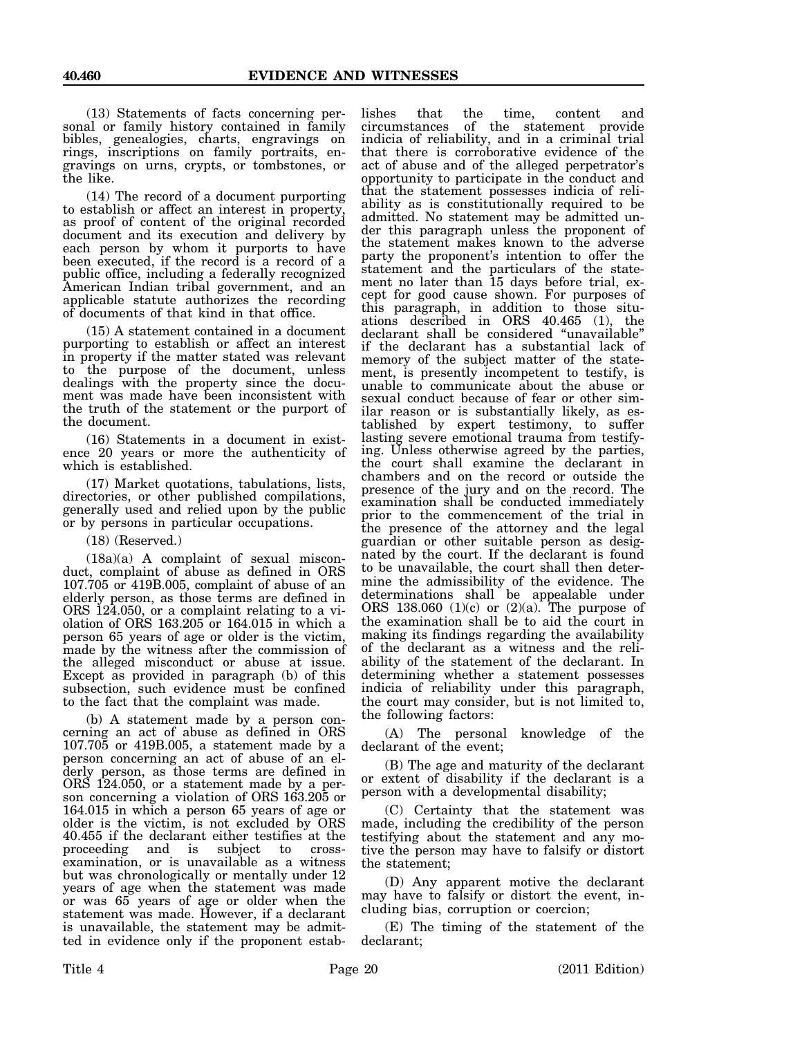(13) Statements of facts concerning personal or family history contained in family bibles, genealogies, charts, engravings on rings, inscriptions on family portraits, engravings on urns, crypts, or tombstones, or the like.

(14) The record of a document purporting to establish or affect an interest in property, as proof of content of the original recorded document and its execution and delivery by each person by whom it purports to have been executed, if the record is a record of a public office, including a federally recognized American Indian tribal government, and an applicable statute authorizes the recording of documents of that kind in that office.

(15) A statement contained in a document purporting to establish or affect an interest in property if the matter stated was relevant to the purpose of the document, unless dealings with the property since the document was made have been inconsistent with the truth of the statement or the purport of the document.

(16) Statements in a document in existence 20 years or more the authenticity of which is established.

(17) Market quotations, tabulations, lists, directories, or other published compilations, generally used and relied upon by the public or by persons in particular occupations.

(18) (Reserved.)

(18a)(a) A complaint of sexual misconduct, complaint of abuse as defined in ORS 107.705 or 419B.005, complaint of abuse of an elderly person, as those terms are defined in ORS 124.050, or a complaint relating to a violation of ORS 163.205 or 164.015 in which a person 65 years of age or older is the victim, made by the witness after the commission of the alleged misconduct or abuse at issue. Except as provided in paragraph (b) of this subsection, such evidence must be confined to the fact that the complaint was made.

(b) A statement made by a person concerning an act of abuse as defined in ORS 107.705 or 419B.005, a statement made by a person concerning an act of abuse of an elderly person, as those terms are defined in ORS 124.050, or a statement made by a person concerning a violation of ORS 163.205 or 164.015 in which a person 65 years of age or older is the victim, is not excluded by ORS 40.455 if the declarant either testifies at the proceeding and is subject to cross-examination, or is unavailable as a witness but was chronologically or mentally under 12 years of age when the statement was made or was 65 years of age or older when the statement was made. However, if a declarant is unavailable, the statement may be admitted in evidence only if the proponent establishes that the time, content and circumstances of the statement provide indicia of reliability, and in a criminal trial that there is corroborative evidence of the act of abuse and of the alleged perpetrator's opportunity to participate in the conduct and that the statement possesses indicia of reliability as is constitutionally required to be admitted. No statement may be admitted under this paragraph unless the proponent of the statement makes known to the adverse party the proponent's intention to offer the statement and the particulars of the statement no later than 15 days before trial, except for good cause shown. For purposes of this paragraph, in addition to those situations described in ORS 40.465 (1), the declarant shall be considered "unavailable" if the declarant has a substantial lack of memory of the subject matter of the statement, is presently incompetent to testify, is unable to communicate about the abuse or sexual conduct because of fear or other similar reason or is substantially likely, as established by expert testimony, to suffer lasting severe emotional trauma from testifying. Unless otherwise agreed by the parties, the court shall examine the declarant in chambers and on the record or outside the presence of the jury and on the record. The examination shall be conducted immediately prior to the commencement of the trial in the presence of the attorney and the legal guardian or other suitable person as designated by the court. If the declarant is found to be unavailable, the court shall then determine the admissibility of the evidence. The determinations shall be appealable under ORS 138.060 (1)(c) or (2)(a). The purpose of the examination shall be to aid the court in making its findings regarding the availability of the declarant as a witness and the reliability of the statement of the declarant. In determining whether a statement possesses indicia of reliability under this paragraph, the court may consider, but is not limited to, the following factors:

(A) The personal knowledge of the declarant of the event;

(B) The age and maturity of the declarant or extent of disability if the declarant is a person with a developmental disability;

(C) Certainty that the statement was made, including the credibility of the person testifying about the statement and any motive the person may have to falsify or distort the statement;

(D) Any apparent motive the declarant may have to falsify or distort the event, including bias, corruption or coercion;

(E) The timing of the statement of the declarant;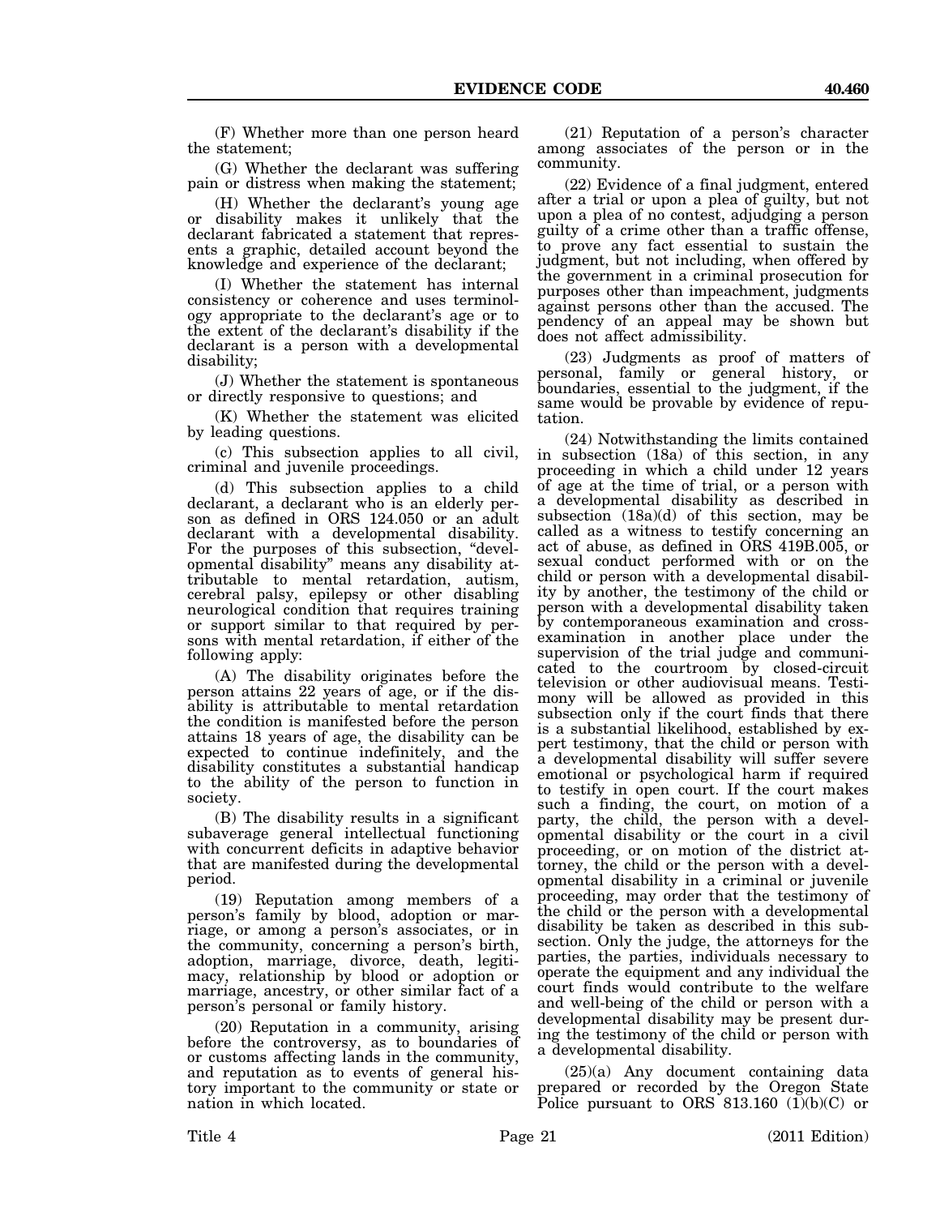(F) Whether more than one person heard the statement;

(G) Whether the declarant was suffering pain or distress when making the statement;

(H) Whether the declarant's young age or disability makes it unlikely that the declarant fabricated a statement that represents a graphic, detailed account beyond the knowledge and experience of the declarant;

(I) Whether the statement has internal consistency or coherence and uses terminology appropriate to the declarant's age or to the extent of the declarant's disability if the declarant is a person with a developmental disability;

(J) Whether the statement is spontaneous or directly responsive to questions; and

(K) Whether the statement was elicited by leading questions.

(c) This subsection applies to all civil, criminal and juvenile proceedings.

(d) This subsection applies to a child declarant, a declarant who is an elderly person as defined in ORS 124.050 or an adult declarant with a developmental disability. For the purposes of this subsection, "developmental disability" means any disability attributable to mental retardation, autism, cerebral palsy, epilepsy or other disabling neurological condition that requires training or support similar to that required by persons with mental retardation, if either of the following apply:

(A) The disability originates before the person attains 22 years of age, or if the disability is attributable to mental retardation the condition is manifested before the person attains 18 years of age, the disability can be expected to continue indefinitely, and the disability constitutes a substantial handicap to the ability of the person to function in society.

(B) The disability results in a significant subaverage general intellectual functioning with concurrent deficits in adaptive behavior that are manifested during the developmental period.

(19) Reputation among members of a person's family by blood, adoption or marriage, or among a person's associates, or in the community, concerning a person's birth, adoption, marriage, divorce, death, legitimacy, relationship by blood or adoption or marriage, ancestry, or other similar fact of a person's personal or family history.

(20) Reputation in a community, arising before the controversy, as to boundaries of or customs affecting lands in the community, and reputation as to events of general history important to the community or state or nation in which located.

(21) Reputation of a person's character among associates of the person or in the community.

(22) Evidence of a final judgment, entered after a trial or upon a plea of guilty, but not upon a plea of no contest, adjudging a person guilty of a crime other than a traffic offense, to prove any fact essential to sustain the judgment, but not including, when offered by the government in a criminal prosecution for purposes other than impeachment, judgments against persons other than the accused. The pendency of an appeal may be shown but does not affect admissibility.

(23) Judgments as proof of matters of personal, family or general history, or boundaries, essential to the judgment, if the same would be provable by evidence of reputation.

(24) Notwithstanding the limits contained in subsection (18a) of this section, in any proceeding in which a child under 12 years of age at the time of trial, or a person with a developmental disability as described in subsection (18a)(d) of this section, may be called as a witness to testify concerning an act of abuse, as defined in ORS 419B.005, or sexual conduct performed with or on the child or person with a developmental disability by another, the testimony of the child or person with a developmental disability taken by contemporaneous examination and cross-examination in another place under the supervision of the trial judge and communicated to the courtroom by closed-circuit television or other audiovisual means. Testimony will be allowed as provided in this subsection only if the court finds that there is a substantial likelihood, established by expert testimony, that the child or person with a developmental disability will suffer severe emotional or psychological harm if required to testify in open court. If the court makes such a finding, the court, on motion of a party, the child, the person with a developmental disability or the court in a civil proceeding, or on motion of the district attorney, the child or the person with a developmental disability in a criminal or juvenile proceeding, may order that the testimony of the child or the person with a developmental disability be taken as described in this subsection. Only the judge, the attorneys for the parties, the parties, individuals necessary to operate the equipment and any individual the court finds would contribute to the welfare and well-being of the child or person with a developmental disability may be present during the testimony of the child or person with a developmental disability.

(25)(a) Any document containing data prepared or recorded by the Oregon State Police pursuant to ORS 813.160 (1)(b)(C) or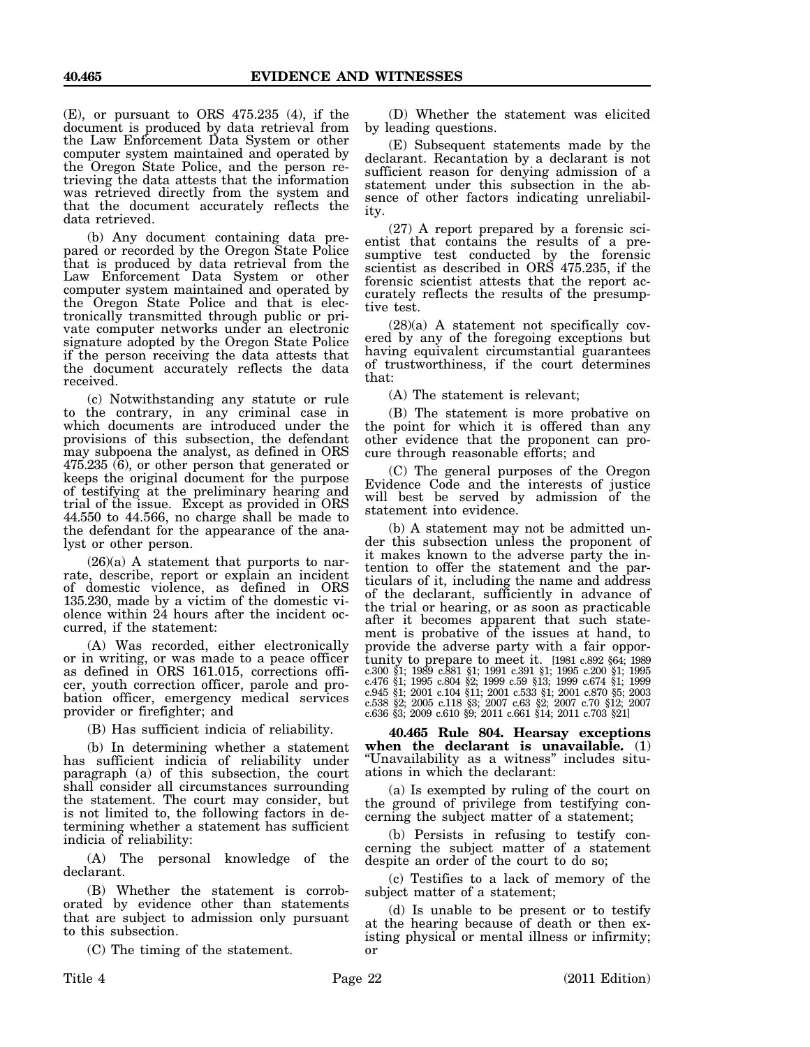(E), or pursuant to ORS 475.235 (4), if the document is produced by data retrieval from the Law Enforcement Data System or other computer system maintained and operated by the Oregon State Police, and the person retrieving the data attests that the information was retrieved directly from the system and that the document accurately reflects the data retrieved.

(b) Any document containing data prepared or recorded by the Oregon State Police that is produced by data retrieval from the Law Enforcement Data System or other computer system maintained and operated by the Oregon State Police and that is electronically transmitted through public or private computer networks under an electronic signature adopted by the Oregon State Police if the person receiving the data attests that the document accurately reflects the data received.

(c) Notwithstanding any statute or rule to the contrary, in any criminal case in which documents are introduced under the provisions of this subsection, the defendant may subpoena the analyst, as defined in ORS 475.235 (6), or other person that generated or keeps the original document for the purpose of testifying at the preliminary hearing and trial of the issue. Except as provided in ORS 44.550 to 44.566, no charge shall be made to the defendant for the appearance of the analyst or other person.

(26)(a) A statement that purports to narrate, describe, report or explain an incident of domestic violence, as defined in ORS 135.230, made by a victim of the domestic violence within 24 hours after the incident occurred, if the statement:

(A) Was recorded, either electronically or in writing, or was made to a peace officer as defined in ORS 161.015, corrections officer, youth correction officer, parole and probation officer, emergency medical services provider or firefighter; and

(B) Has sufficient indicia of reliability.

(b) In determining whether a statement has sufficient indicia of reliability under paragraph (a) of this subsection, the court shall consider all circumstances surrounding the statement. The court may consider, but is not limited to, the following factors in determining whether a statement has sufficient indicia of reliability:

(A) The personal knowledge of the declarant.

(B) Whether the statement is corroborated by evidence other than statements that are subject to admission only pursuant to this subsection.

(C) The timing of the statement.

(D) Whether the statement was elicited by leading questions.

(E) Subsequent statements made by the declarant. Recantation by a declarant is not sufficient reason for denying admission of a statement under this subsection in the absence of other factors indicating unreliability.

(27) A report prepared by a forensic scientist that contains the results of a presumptive test conducted by the forensic scientist as described in ORS 475.235, if the forensic scientist attests that the report accurately reflects the results of the presumptive test.

(28)(a) A statement not specifically covered by any of the foregoing exceptions but having equivalent circumstantial guarantees of trustworthiness, if the court determines that:

(A) The statement is relevant;

(B) The statement is more probative on the point for which it is offered than any other evidence that the proponent can procure through reasonable efforts; and

(C) The general purposes of the Oregon Evidence Code and the interests of justice will best be served by admission of the statement into evidence.

(b) A statement may not be admitted under this subsection unless the proponent of it makes known to the adverse party the intention to offer the statement and the particulars of it, including the name and address of the declarant, sufficiently in advance of the trial or hearing, or as soon as practicable after it becomes apparent that such statement is probative of the issues at hand, to provide the adverse party with a fair opportunity to prepare to meet it. [1981 c.892 §64; 1989 c.300 §1; 1989 c.881 §1; 1991 c.391 §1; 1995 c.200 §1; 1995 c.476 §1; 1995 c.804 §2; 1999 c.59 §13; 1999 c.674 §1; 1999 c.945 §1; 2001 c.104 §11; 2001 c.533 §1; 2001 c.870 §5; 2003 c.538 §2; 2005 c.118 §3; 2007 c.63 §2; 2007 c.70 §12; 2007 c.636 §3; 2009 c.610 §9; 2011 c.661 §14; 2011 c.703 §21]

**40.465 Rule 804. Hearsay exceptions when the declarant is unavailable.** (1) "Unavailability as a witness" includes situations in which the declarant:

(a) Is exempted by ruling of the court on the ground of privilege from testifying concerning the subject matter of a statement;

(b) Persists in refusing to testify concerning the subject matter of a statement despite an order of the court to do so;

(c) Testifies to a lack of memory of the subject matter of a statement;

(d) Is unable to be present or to testify at the hearing because of death or then existing physical or mental illness or infirmity; or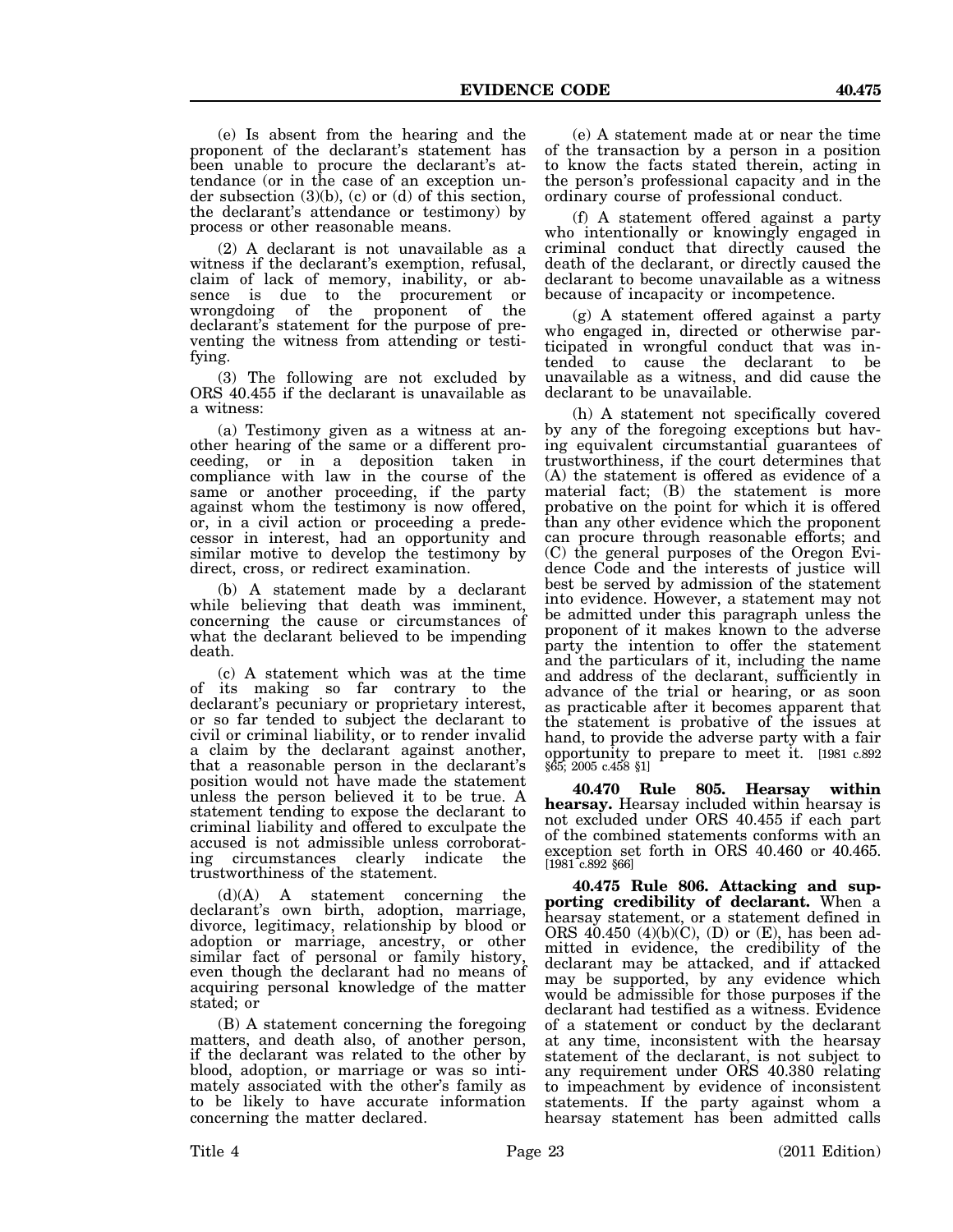(e) Is absent from the hearing and the proponent of the declarant's statement has been unable to procure the declarant's attendance (or in the case of an exception under subsection (3)(b), (c) or (d) of this section, the declarant's attendance or testimony) by process or other reasonable means.

(2) A declarant is not unavailable as a witness if the declarant's exemption, refusal, claim of lack of memory, inability, or absence is due to the procurement or wrongdoing of the proponent of the declarant's statement for the purpose of preventing the witness from attending or testifying.

(3) The following are not excluded by ORS 40.455 if the declarant is unavailable as a witness:

(a) Testimony given as a witness at another hearing of the same or a different proceeding, or in a deposition taken in compliance with law in the course of the same or another proceeding, if the party against whom the testimony is now offered, or, in a civil action or proceeding a predecessor in interest, had an opportunity and similar motive to develop the testimony by direct, cross, or redirect examination.

(b) A statement made by a declarant while believing that death was imminent, concerning the cause or circumstances of what the declarant believed to be impending death.

(c) A statement which was at the time of its making so far contrary to the declarant's pecuniary or proprietary interest, or so far tended to subject the declarant to civil or criminal liability, or to render invalid a claim by the declarant against another, that a reasonable person in the declarant's position would not have made the statement unless the person believed it to be true. A statement tending to expose the declarant to criminal liability and offered to exculpate the accused is not admissible unless corroborating circumstances clearly indicate the trustworthiness of the statement.

(d)(A) A statement concerning the declarant's own birth, adoption, marriage, divorce, legitimacy, relationship by blood or adoption or marriage, ancestry, or other similar fact of personal or family history, even though the declarant had no means of acquiring personal knowledge of the matter stated; or

(B) A statement concerning the foregoing matters, and death also, of another person, if the declarant was related to the other by blood, adoption, or marriage or was so intimately associated with the other's family as to be likely to have accurate information concerning the matter declared.

(e) A statement made at or near the time of the transaction by a person in a position to know the facts stated therein, acting in the person's professional capacity and in the ordinary course of professional conduct.

(f) A statement offered against a party who intentionally or knowingly engaged in criminal conduct that directly caused the death of the declarant, or directly caused the declarant to become unavailable as a witness because of incapacity or incompetence.

(g) A statement offered against a party who engaged in, directed or otherwise participated in wrongful conduct that was intended to cause the declarant to be unavailable as a witness, and did cause the declarant to be unavailable.

(h) A statement not specifically covered by any of the foregoing exceptions but having equivalent circumstantial guarantees of trustworthiness, if the court determines that (A) the statement is offered as evidence of a material fact; (B) the statement is more probative on the point for which it is offered than any other evidence which the proponent can procure through reasonable efforts; and (C) the general purposes of the Oregon Evidence Code and the interests of justice will best be served by admission of the statement into evidence. However, a statement may not be admitted under this paragraph unless the proponent of it makes known to the adverse party the intention to offer the statement and the particulars of it, including the name and address of the declarant, sufficiently in advance of the trial or hearing, or as soon as practicable after it becomes apparent that the statement is probative of the issues at hand, to provide the adverse party with a fair opportunity to prepare to meet it. [1981 c.892 §65; 2005 c.458 §1]

**40.470 Rule 805. Hearsay within hearsay.** Hearsay included within hearsay is not excluded under ORS 40.455 if each part of the combined statements conforms with an exception set forth in ORS 40.460 or 40.465. [1981 c.892 §66]

**40.475 Rule 806. Attacking and supporting credibility of declarant.** When a hearsay statement, or a statement defined in ORS 40.450 (4)(b)(C), (D) or (E), has been admitted in evidence, the credibility of the declarant may be attacked, and if attacked may be supported, by any evidence which would be admissible for those purposes if the declarant had testified as a witness. Evidence of a statement or conduct by the declarant at any time, inconsistent with the hearsay statement of the declarant, is not subject to any requirement under ORS 40.380 relating to impeachment by evidence of inconsistent statements. If the party against whom a hearsay statement has been admitted calls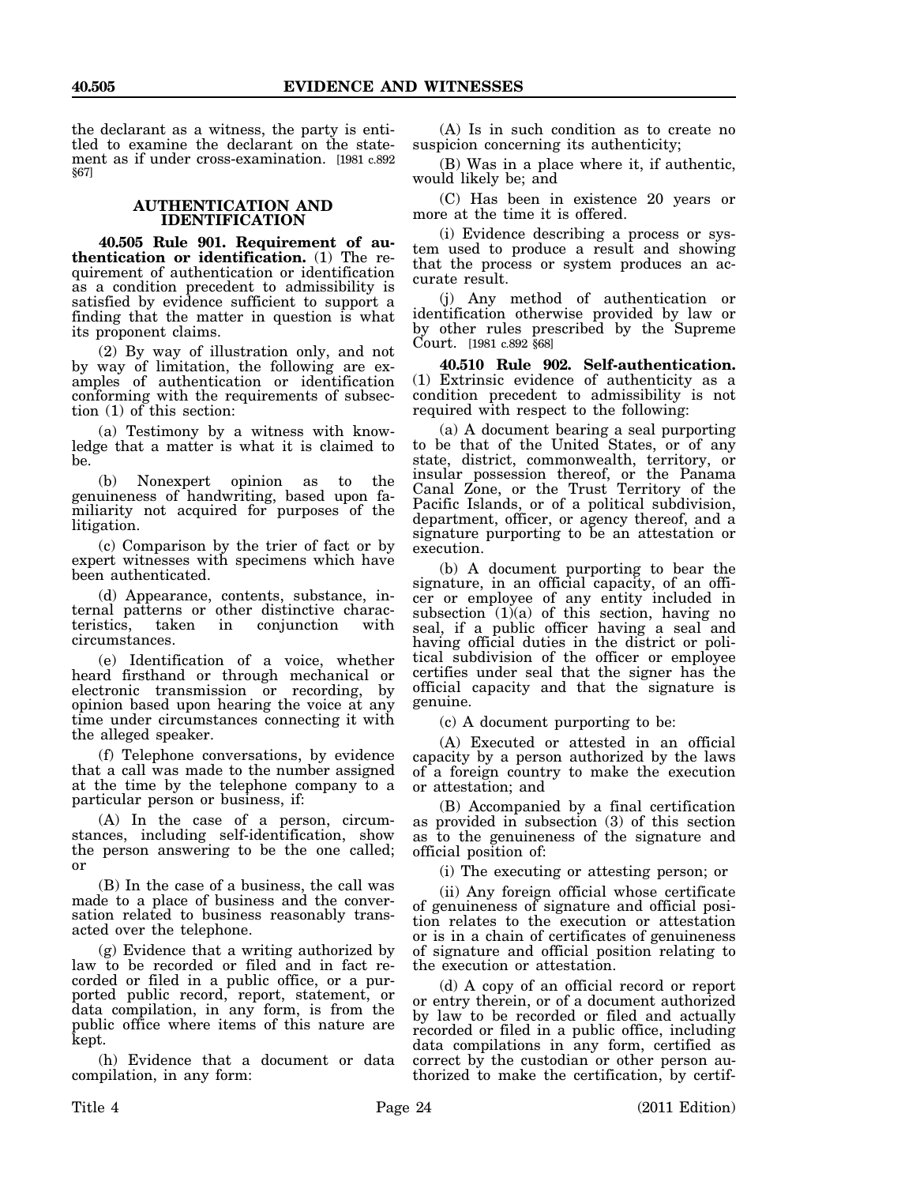the declarant as a witness, the party is entitled to examine the declarant on the statement as if under cross-examination. [1981 c.892 §67]

## AUTHENTICATION AND IDENTIFICATION

**40.505 Rule 901. Requirement of authentication or identification.** (1) The requirement of authentication or identification as a condition precedent to admissibility is satisfied by evidence sufficient to support a finding that the matter in question is what its proponent claims.

(2) By way of illustration only, and not by way of limitation, the following are examples of authentication or identification conforming with the requirements of subsection (1) of this section:

(a) Testimony by a witness with knowledge that a matter is what it is claimed to be.

(b) Nonexpert opinion as to the genuineness of handwriting, based upon familiarity not acquired for purposes of the litigation.

(c) Comparison by the trier of fact or by expert witnesses with specimens which have been authenticated.

(d) Appearance, contents, substance, internal patterns or other distinctive characteristics, taken in conjunction with circumstances.

(e) Identification of a voice, whether heard firsthand or through mechanical or electronic transmission or recording, by opinion based upon hearing the voice at any time under circumstances connecting it with the alleged speaker.

(f) Telephone conversations, by evidence that a call was made to the number assigned at the time by the telephone company to a particular person or business, if:

(A) In the case of a person, circumstances, including self-identification, show the person answering to be the one called; or

(B) In the case of a business, the call was made to a place of business and the conversation related to business reasonably transacted over the telephone.

(g) Evidence that a writing authorized by law to be recorded or filed and in fact recorded or filed in a public office, or a purported public record, report, statement, or data compilation, in any form, is from the public office where items of this nature are kept.

(h) Evidence that a document or data compilation, in any form:

(A) Is in such condition as to create no suspicion concerning its authenticity;

(B) Was in a place where it, if authentic, would likely be; and

(C) Has been in existence 20 years or more at the time it is offered.

(i) Evidence describing a process or system used to produce a result and showing that the process or system produces an accurate result.

(j) Any method of authentication or identification otherwise provided by law or by other rules prescribed by the Supreme Court. [1981 c.892 §68]

**40.510 Rule 902. Self-authentication.** (1) Extrinsic evidence of authenticity as a condition precedent to admissibility is not required with respect to the following:

(a) A document bearing a seal purporting to be that of the United States, or of any state, district, commonwealth, territory, or insular possession thereof, or the Panama Canal Zone, or the Trust Territory of the Pacific Islands, or of a political subdivision, department, officer, or agency thereof, and a signature purporting to be an attestation or execution.

(b) A document purporting to bear the signature, in an official capacity, of an officer or employee of any entity included in subsection (1)(a) of this section, having no seal, if a public officer having a seal and having official duties in the district or political subdivision of the officer or employee certifies under seal that the signer has the official capacity and that the signature is genuine.

(c) A document purporting to be:

(A) Executed or attested in an official capacity by a person authorized by the laws of a foreign country to make the execution or attestation; and

(B) Accompanied by a final certification as provided in subsection (3) of this section as to the genuineness of the signature and official position of:

(i) The executing or attesting person; or

(ii) Any foreign official whose certificate of genuineness of signature and official position relates to the execution or attestation or is in a chain of certificates of genuineness of signature and official position relating to the execution or attestation.

(d) A copy of an official record or report or entry therein, or of a document authorized by law to be recorded or filed and actually recorded or filed in a public office, including data compilations in any form, certified as correct by the custodian or other person authorized to make the certification, by certif-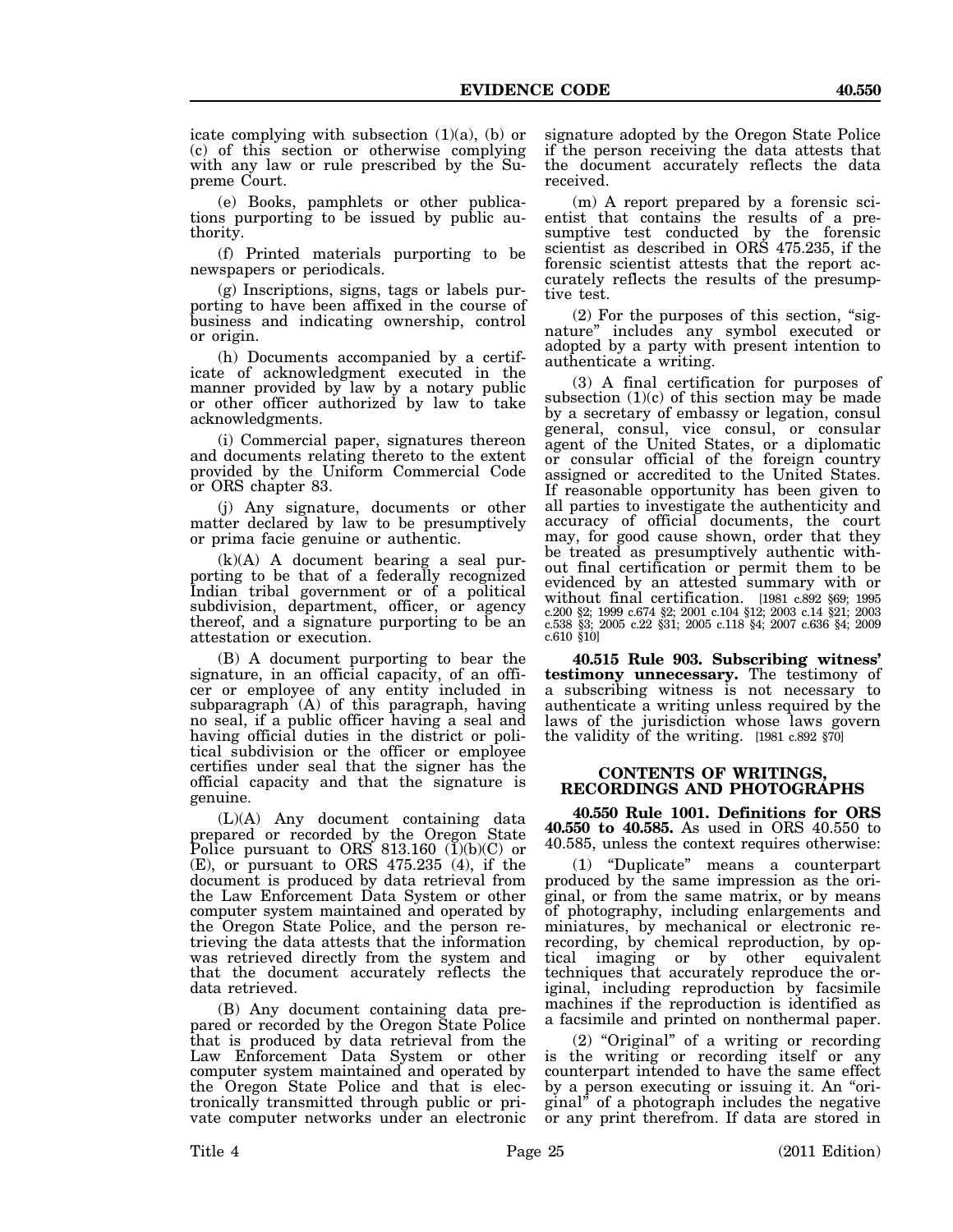icate complying with subsection (1)(a), (b) or (c) of this section or otherwise complying with any law or rule prescribed by the Supreme Court.

(e) Books, pamphlets or other publications purporting to be issued by public authority.

(f) Printed materials purporting to be newspapers or periodicals.

(g) Inscriptions, signs, tags or labels purporting to have been affixed in the course of business and indicating ownership, control or origin.

(h) Documents accompanied by a certificate of acknowledgment executed in the manner provided by law by a notary public or other officer authorized by law to take acknowledgments.

(i) Commercial paper, signatures thereon and documents relating thereto to the extent provided by the Uniform Commercial Code or ORS chapter 83.

(j) Any signature, documents or other matter declared by law to be presumptively or prima facie genuine or authentic.

(k)(A) A document bearing a seal purporting to be that of a federally recognized Indian tribal government or of a political subdivision, department, officer, or agency thereof, and a signature purporting to be an attestation or execution.

(B) A document purporting to bear the signature, in an official capacity, of an officer or employee of any entity included in subparagraph (A) of this paragraph, having no seal, if a public officer having a seal and having official duties in the district or political subdivision or the officer or employee certifies under seal that the signer has the official capacity and that the signature is genuine.

(L)(A) Any document containing data prepared or recorded by the Oregon State Police pursuant to ORS 813.160 (1)(b)(C) or (E), or pursuant to ORS 475.235 (4), if the document is produced by data retrieval from the Law Enforcement Data System or other computer system maintained and operated by the Oregon State Police, and the person retrieving the data attests that the information was retrieved directly from the system and that the document accurately reflects the data retrieved.

(B) Any document containing data prepared or recorded by the Oregon State Police that is produced by data retrieval from the Law Enforcement Data System or other computer system maintained and operated by the Oregon State Police and that is electronically transmitted through public or private computer networks under an electronic signature adopted by the Oregon State Police if the person receiving the data attests that the document accurately reflects the data received.

(m) A report prepared by a forensic scientist that contains the results of a presumptive test conducted by the forensic scientist as described in ORS 475.235, if the forensic scientist attests that the report accurately reflects the results of the presumptive test.

(2) For the purposes of this section, "signature" includes any symbol executed or adopted by a party with present intention to authenticate a writing.

(3) A final certification for purposes of subsection (1)(c) of this section may be made by a secretary of embassy or legation, consul general, consul, vice consul, or consular agent of the United States, or a diplomatic or consular official of the foreign country assigned or accredited to the United States. If reasonable opportunity has been given to all parties to investigate the authenticity and accuracy of official documents, the court may, for good cause shown, order that they be treated as presumptively authentic without final certification or permit them to be evidenced by an attested summary with or without final certification. [1981 c.892 §69; 1995 c.200 §2; 1999 c.674 §2; 2001 c.104 §12; 2003 c.14 §21; 2003 c.538 §3; 2005 c.22 §31; 2005 c.118 §4; 2007 c.636 §4; 2009 c.610 §10]

**40.515 Rule 903. Subscribing witness' testimony unnecessary.** The testimony of a subscribing witness is not necessary to authenticate a writing unless required by the laws of the jurisdiction whose laws govern the validity of the writing. [1981 c.892 §70]

## CONTENTS OF WRITINGS, RECORDINGS AND PHOTOGRAPHS

**40.550 Rule 1001. Definitions for ORS 40.550 to 40.585.** As used in ORS 40.550 to 40.585, unless the context requires otherwise:

(1) "Duplicate" means a counterpart produced by the same impression as the original, or from the same matrix, or by means of photography, including enlargements and miniatures, by mechanical or electronic rerecording, by chemical reproduction, by optical imaging or by other equivalent techniques that accurately reproduce the original, including reproduction by facsimile machines if the reproduction is identified as a facsimile and printed on nonthermal paper.

(2) "Original" of a writing or recording is the writing or recording itself or any counterpart intended to have the same effect by a person executing or issuing it. An "original" of a photograph includes the negative or any print therefrom. If data are stored in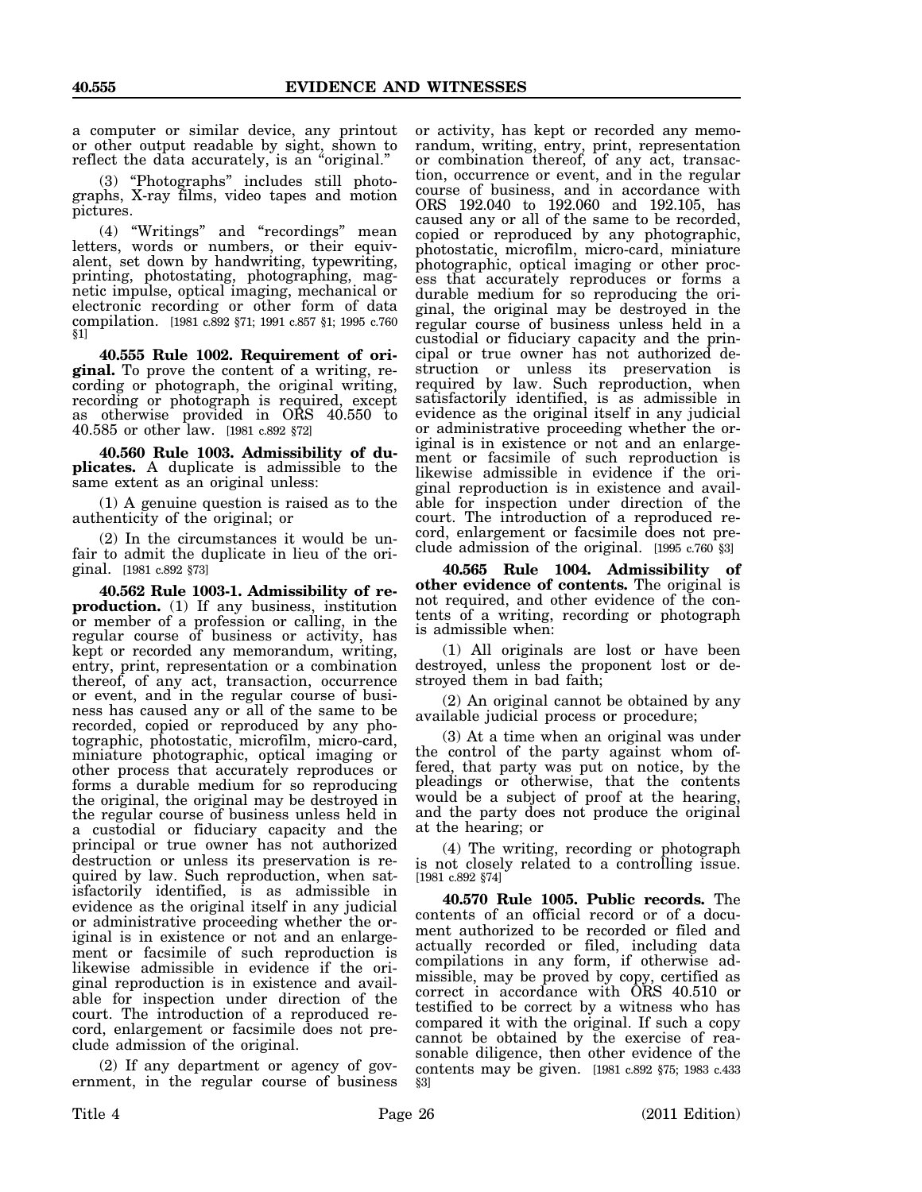a computer or similar device, any printout or other output readable by sight, shown to reflect the data accurately, is an "original."

(3) "Photographs" includes still photographs, X-ray films, video tapes and motion pictures.

(4) "Writings" and "recordings" mean letters, words or numbers, or their equivalent, set down by handwriting, typewriting, printing, photostating, photographing, magnetic impulse, optical imaging, mechanical or electronic recording or other form of data compilation. [1981 c.892 §71; 1991 c.857 §1; 1995 c.760 §1]

**40.555 Rule 1002. Requirement of original.** To prove the content of a writing, recording or photograph, the original writing, recording or photograph is required, except as otherwise provided in ORS 40.550 to 40.585 or other law. [1981 c.892 §72]

**40.560 Rule 1003. Admissibility of duplicates.** A duplicate is admissible to the same extent as an original unless:

(1) A genuine question is raised as to the authenticity of the original; or

(2) In the circumstances it would be unfair to admit the duplicate in lieu of the original. [1981 c.892 §73]

**40.562 Rule 1003-1. Admissibility of reproduction.** (1) If any business, institution or member of a profession or calling, in the regular course of business or activity, has kept or recorded any memorandum, writing, entry, print, representation or a combination thereof, of any act, transaction, occurrence or event, and in the regular course of business has caused any or all of the same to be recorded, copied or reproduced by any photographic, photostatic, microfilm, micro-card, miniature photographic, optical imaging or other process that accurately reproduces or forms a durable medium for so reproducing the original, the original may be destroyed in the regular course of business unless held in a custodial or fiduciary capacity and the principal or true owner has not authorized destruction or unless its preservation is required by law. Such reproduction, when satisfactorily identified, is as admissible in evidence as the original itself in any judicial or administrative proceeding whether the original is in existence or not and an enlargement or facsimile of such reproduction is likewise admissible in evidence if the original reproduction is in existence and available for inspection under direction of the court. The introduction of a reproduced record, enlargement or facsimile does not preclude admission of the original.

(2) If any department or agency of government, in the regular course of business or activity, has kept or recorded any memorandum, writing, entry, print, representation or combination thereof, of any act, transaction, occurrence or event, and in the regular course of business, and in accordance with ORS 192.040 to 192.060 and 192.105, has caused any or all of the same to be recorded, copied or reproduced by any photographic, photostatic, microfilm, micro-card, miniature photographic, optical imaging or other process that accurately reproduces or forms a durable medium for so reproducing the original, the original may be destroyed in the regular course of business unless held in a custodial or fiduciary capacity and the principal or true owner has not authorized destruction or unless its preservation is required by law. Such reproduction, when satisfactorily identified, is as admissible in evidence as the original itself in any judicial or administrative proceeding whether the original is in existence or not and an enlargement or facsimile of such reproduction is likewise admissible in evidence if the original reproduction is in existence and available for inspection under direction of the court. The introduction of a reproduced record, enlargement or facsimile does not preclude admission of the original. [1995 c.760 §3]

**40.565 Rule 1004. Admissibility of other evidence of contents.** The original is not required, and other evidence of the contents of a writing, recording or photograph is admissible when:

(1) All originals are lost or have been destroyed, unless the proponent lost or destroyed them in bad faith;

(2) An original cannot be obtained by any available judicial process or procedure;

(3) At a time when an original was under the control of the party against whom offered, that party was put on notice, by the pleadings or otherwise, that the contents would be a subject of proof at the hearing, and the party does not produce the original at the hearing; or

(4) The writing, recording or photograph is not closely related to a controlling issue. [1981 c.892 §74]

**40.570 Rule 1005. Public records.** The contents of an official record or of a document authorized to be recorded or filed and actually recorded or filed, including data compilations in any form, if otherwise admissible, may be proved by copy, certified as correct in accordance with ORS 40.510 or testified to be correct by a witness who has compared it with the original. If such a copy cannot be obtained by the exercise of reasonable diligence, then other evidence of the contents may be given. [1981 c.892 §75; 1983 c.433 §3]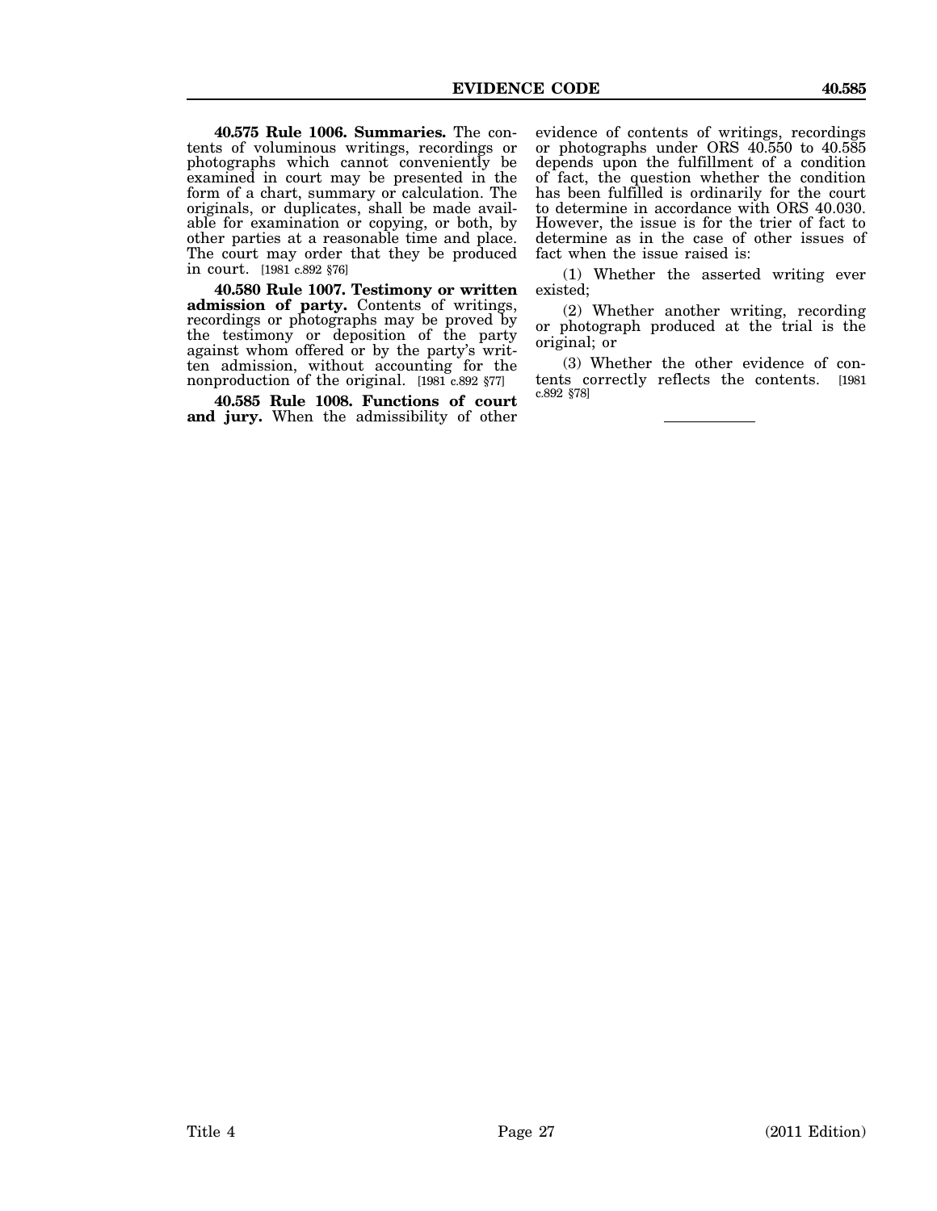**40.575 Rule 1006. Summaries.** The contents of voluminous writings, recordings or photographs which cannot conveniently be examined in court may be presented in the form of a chart, summary or calculation. The originals, or duplicates, shall be made available for examination or copying, or both, by other parties at a reasonable time and place. The court may order that they be produced in court. [1981 c.892 §76]

**40.580 Rule 1007. Testimony or written admission of party.** Contents of writings, recordings or photographs may be proved by the testimony or deposition of the party against whom offered or by the party's written admission, without accounting for the nonproduction of the original. [1981 c.892 §77]

**40.585 Rule 1008. Functions of court and jury.** When the admissibility of other evidence of contents of writings, recordings or photographs under ORS 40.550 to 40.585 depends upon the fulfillment of a condition of fact, the question whether the condition has been fulfilled is ordinarily for the court to determine in accordance with ORS 40.030. However, the issue is for the trier of fact to determine as in the case of other issues of fact when the issue raised is:

(1) Whether the asserted writing ever existed;

(2) Whether another writing, recording or photograph produced at the trial is the original; or

(3) Whether the other evidence of contents correctly reflects the contents. [1981 c.892 §78]

---